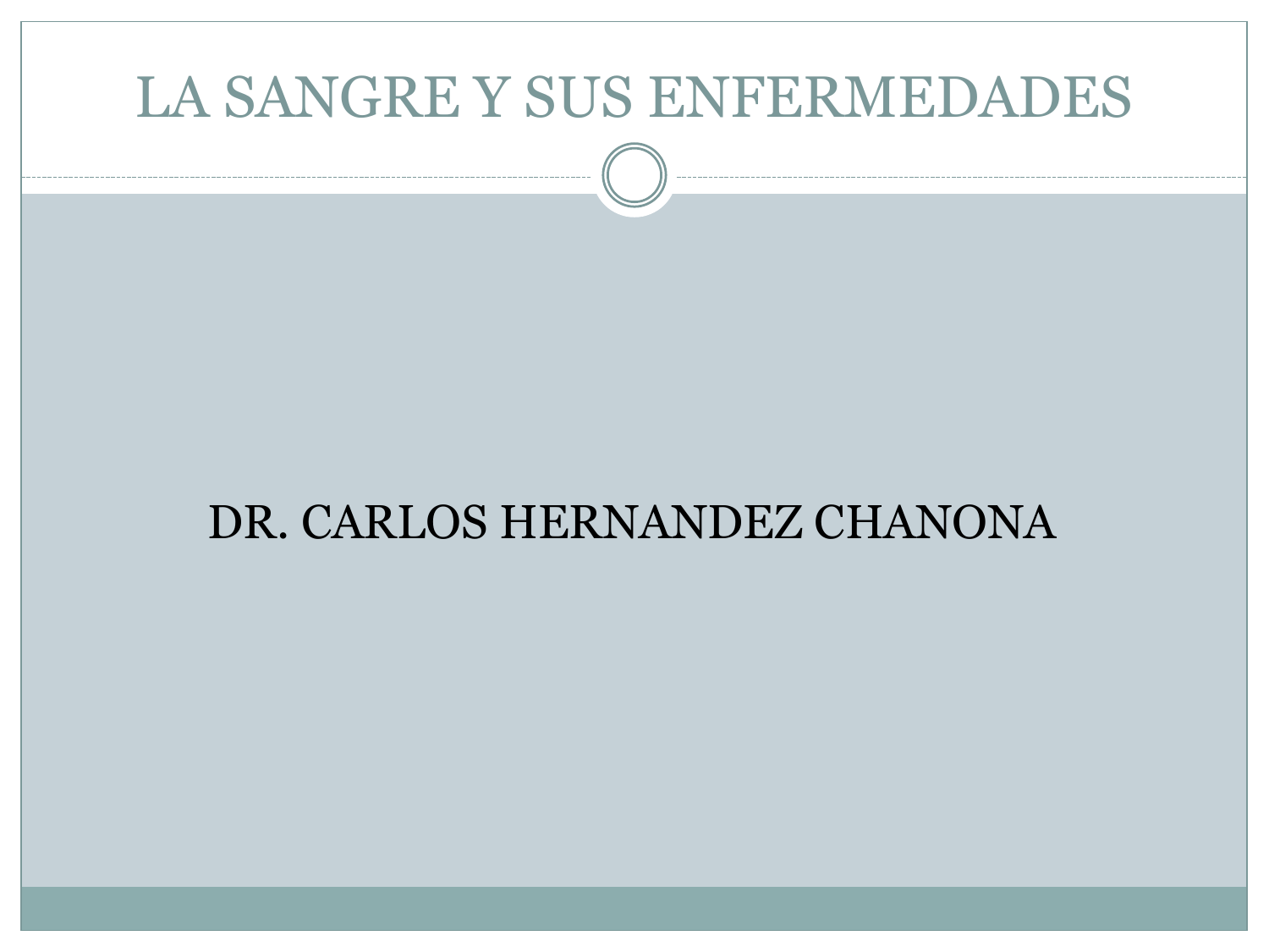# LA SANGRE Y SUS ENFERMEDADES

DR. CARLOS HERNANDEZ CHANONA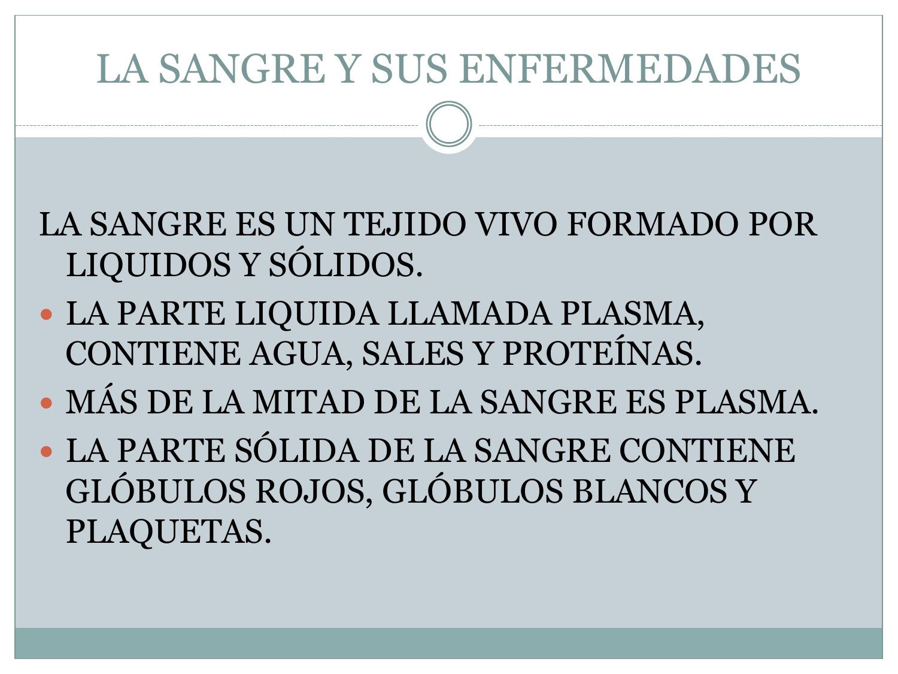# LA SANGRE Y SUS ENFERMEDADES

LA SANGRE ES UN TEJIDO VIVO FORMADO POR LIQUIDOS Y SÓLIDOS.

- LA PARTE LIQUIDA LLAMADA PLASMA, CONTIENE AGUA, SALES Y PROTEÍNAS.
- MÁS DE LA MITAD DE LA SANGRE ES PLASMA.
- LA PARTE SÓLIDA DE LA SANGRE CONTIENE GLÓBULOS ROJOS, GLÓBULOS BLANCOS Y PLAQUETAS.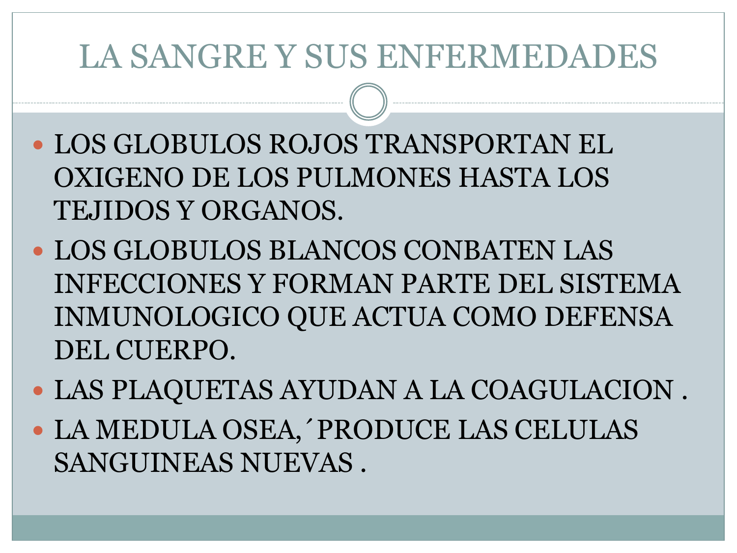# LA SANGRE Y SUS ENFERMEDADES

- LOS GLOBULOS ROJOS TRANSPORTAN EL OXIGENO DE LOS PULMONES HASTA LOS TEJIDOS Y ORGANOS.
- LOS GLOBULOS BLANCOS CONBATEN LAS INFECCIONES Y FORMAN PARTE DEL SISTEMA INMUNOLOGICO QUE ACTUA COMO DEFENSA DEL CUERPO.
- LAS PLAQUETAS AYUDAN A LA COAGULACION .
- LA MEDULA OSEA,´PRODUCE LAS CELULAS SANGUINEAS NUEVAS .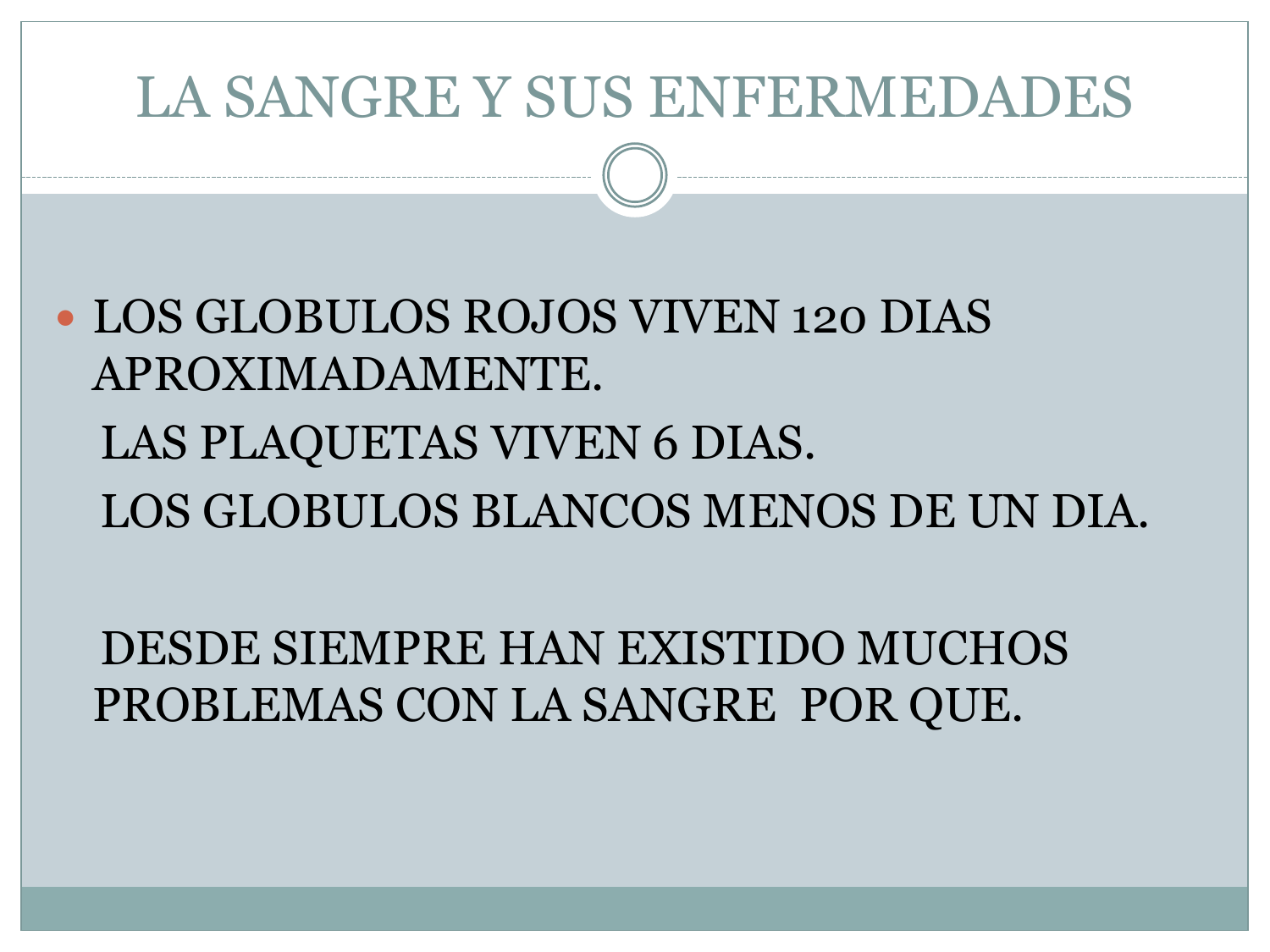# LA SANGRE Y SUS ENFERMEDADES

- LOS GLOBULOS ROJOS VIVEN 120 DIAS APROXIMADAMENTE.

  LAS PLAQUETAS VIVEN 6 DIAS.

  LOS GLOBULOS BLANCOS MENOS DE UN DIA.

  DESDE SIEMPRE HAN EXISTIDO MUCHOS PROBLEMAS CON LA SANGRE POR QUE.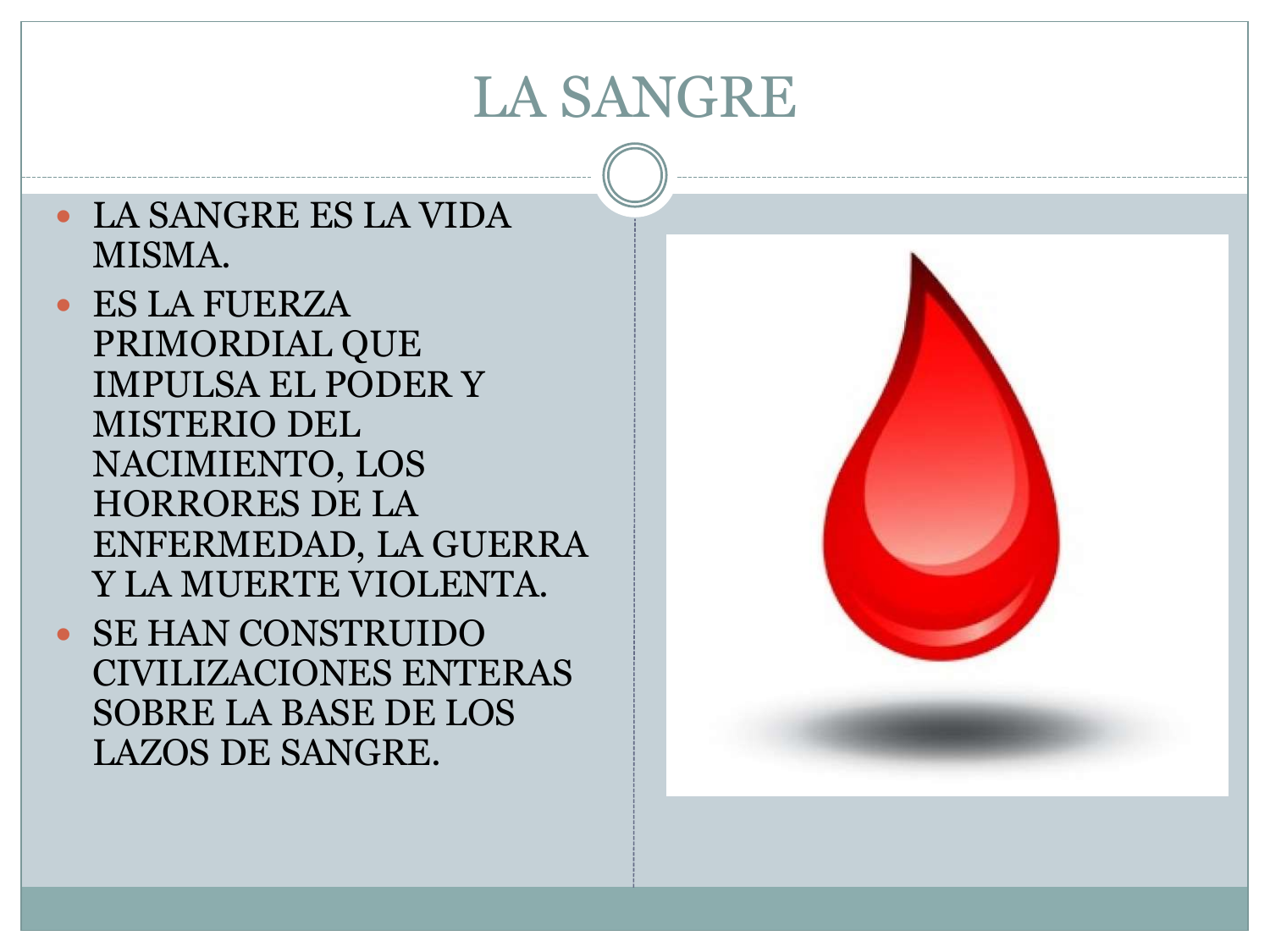# LA SANGRE

- LA SANGRE ES LA VIDA MISMA.
- ES LA FUERZA PRIMORDIAL QUE IMPULSA EL PODER Y MISTERIO DEL NACIMIENTO, LOS HORRORES DE LA ENFERMEDAD, LA GUERRA Y LA MUERTE VIOLENTA.
- SE HAN CONSTRUIDO CIVILIZACIONES ENTERAS SOBRE LA BASE DE LOS LAZOS DE SANGRE.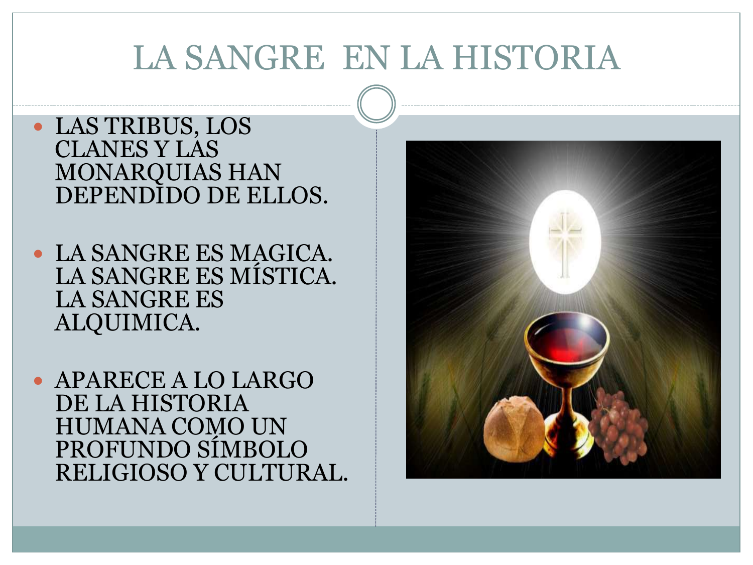# LA SANGRE EN LA HISTORIA

- LAS TRIBUS, LOS CLANES Y LAS MONARQUIAS HAN DEPENDIDO DE ELLOS.
- LA SANGRE ES MAGICA. LA SANGRE ES MÍSTICA. LA SANGRE ES ALQUIMICA.
- APARECE A LO LARGO DE LA HISTORIA HUMANA COMO UN PROFUNDO SÍMBOLO RELIGIOSO Y CULTURAL.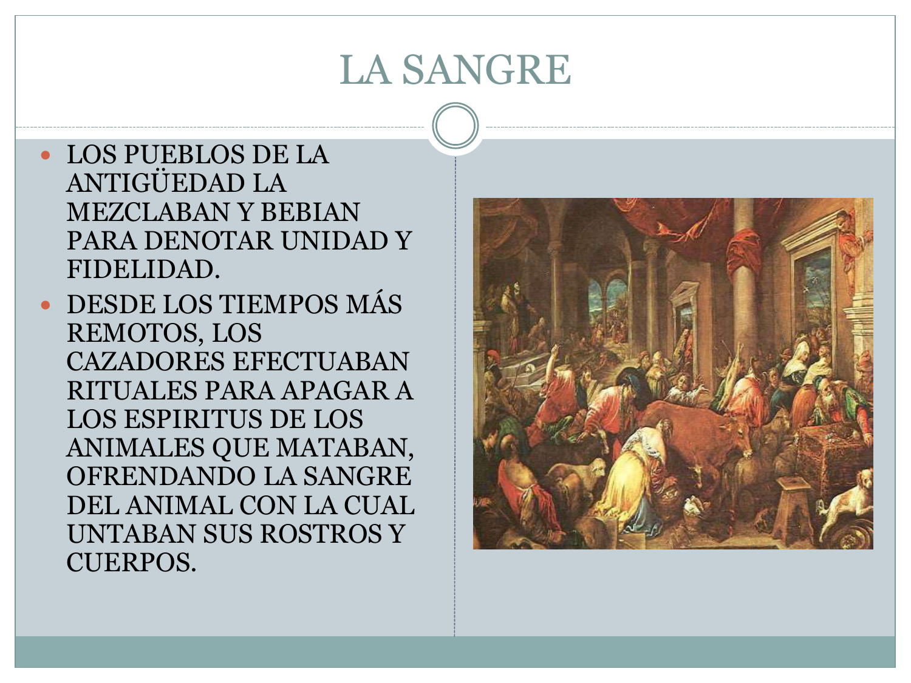# LA SANGRE

- LOS PUEBLOS DE LA ANTIGÜEDAD LA MEZCLABAN Y BEBIAN PARA DENOTAR UNIDAD Y FIDELIDAD.
- DESDE LOS TIEMPOS MÁS REMOTOS, LOS CAZADORES EFECTUABAN RITUALES PARA APAGAR A LOS ESPIRITUS DE LOS ANIMALES QUE MATABAN, OFRENDANDO LA SANGRE DEL ANIMAL CON LA CUAL UNTABAN SUS ROSTROS Y CUERPOS.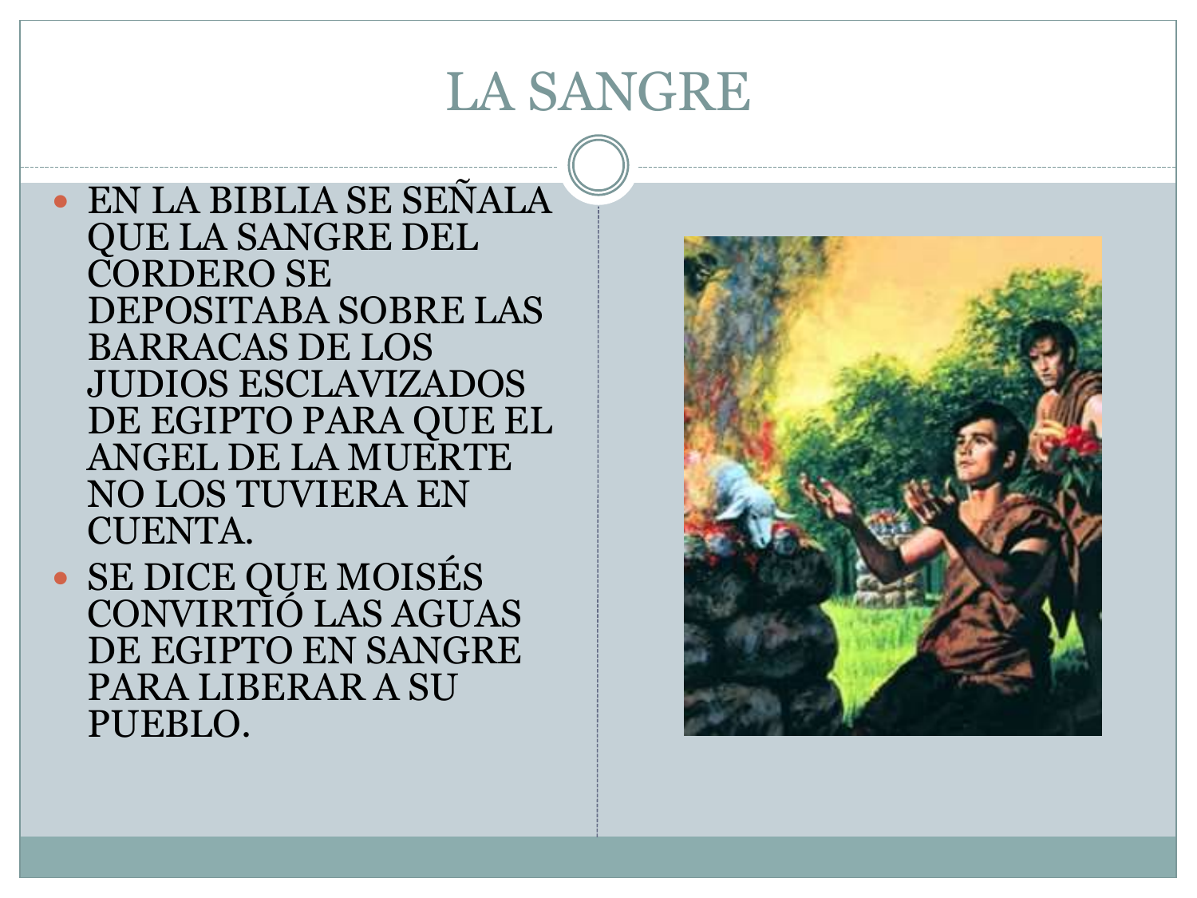# LA SANGRE

- EN LA BIBLIA SE SEÑALA QUE LA SANGRE DEL CORDERO SE DEPOSITABA SOBRE LAS BARRACAS DE LOS JUDIOS ESCLAVIZADOS DE EGIPTO PARA QUE EL ANGEL DE LA MUERTE NO LOS TUVIERA EN CUENTA.
- SE DICE QUE MOISÉS CONVIRTIÓ LAS AGUAS DE EGIPTO EN SANGRE PARA LIBERAR A SU PUEBLO.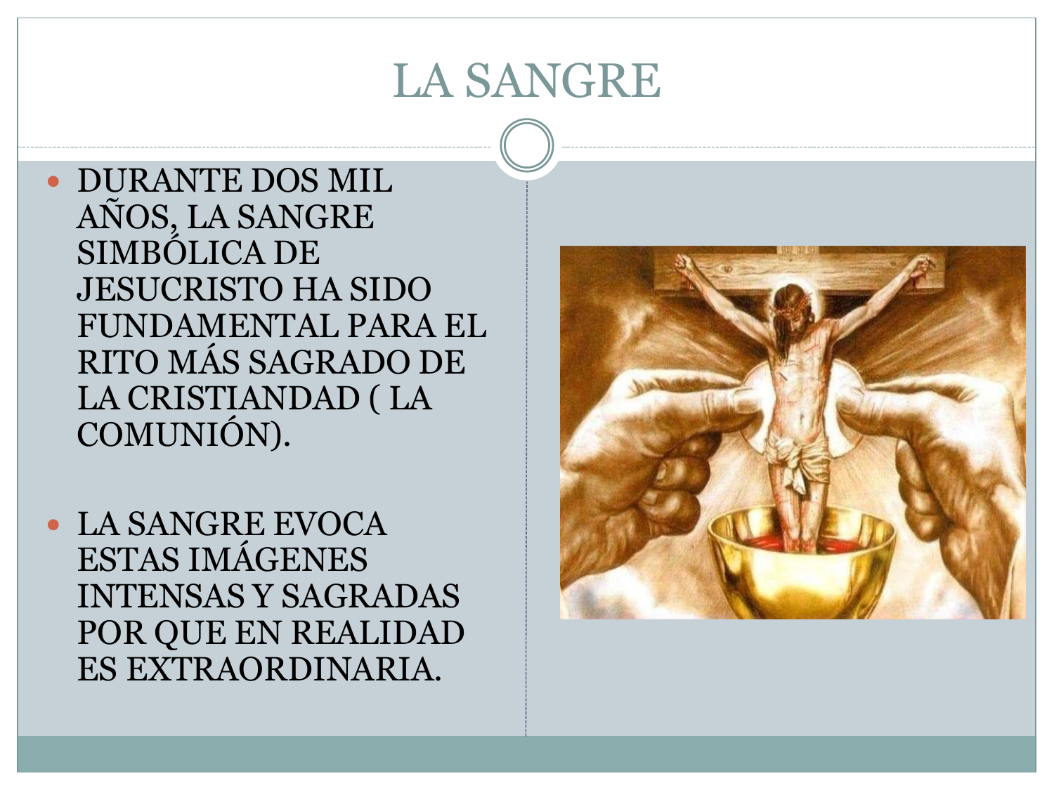# LA SANGRE

- DURANTE DOS MIL AÑOS, LA SANGRE SIMBÓLICA DE JESUCRISTO HA SIDO FUNDAMENTAL PARA EL RITO MÁS SAGRADO DE LA CRISTIANDAD ( LA COMUNIÓN).

- LA SANGRE EVOCA ESTAS IMÁGENES INTENSAS Y SAGRADAS POR QUE EN REALIDAD ES EXTRAORDINARIA.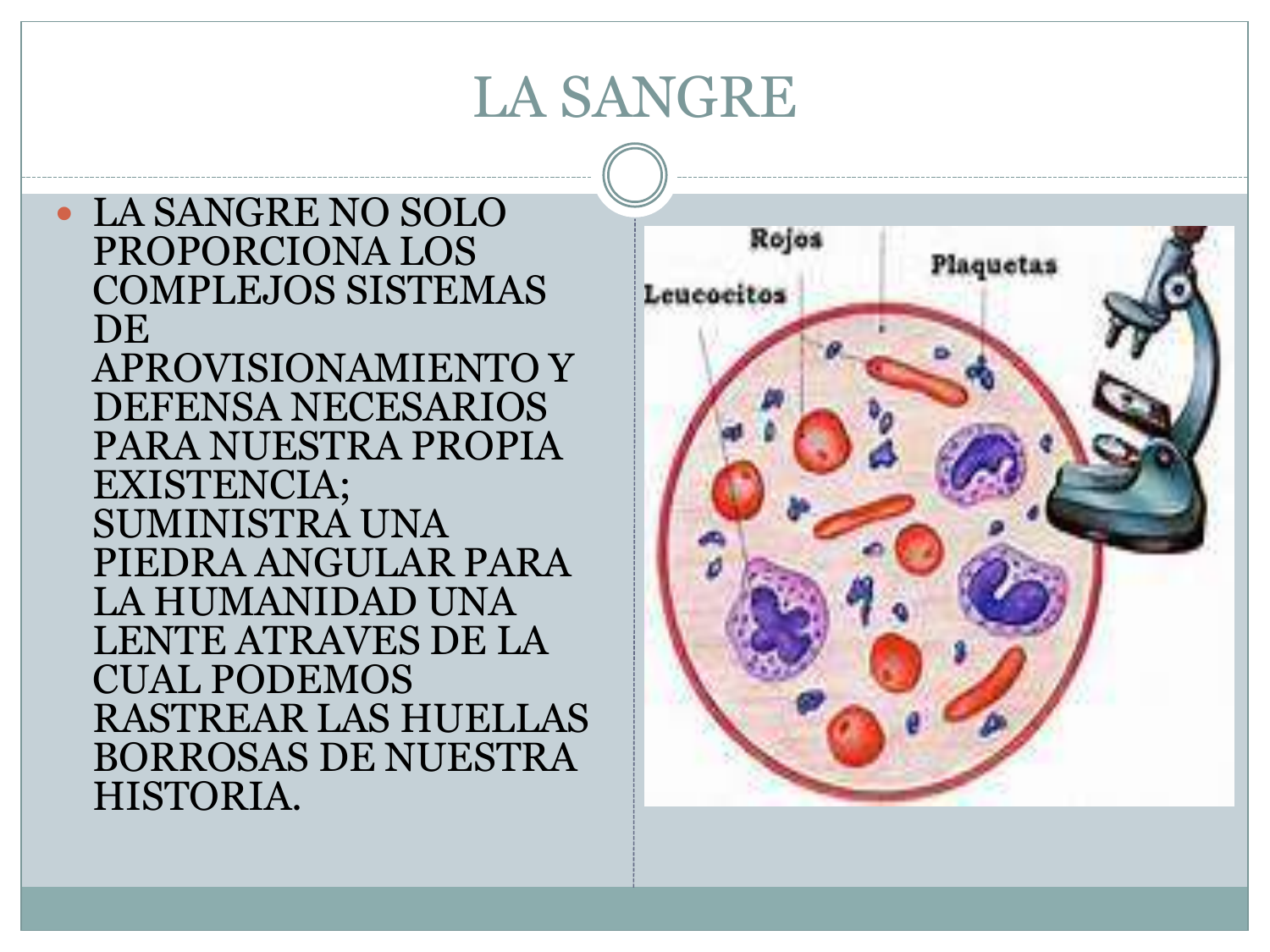# LA SANGRE

- LA SANGRE NO SOLO PROPORCIONA LOS COMPLEJOS SISTEMAS DE APROVISIONAMIENTO Y DEFENSA NECESARIOS PARA NUESTRA PROPIA EXISTENCIA; SUMINISTRA UNA PIEDRA ANGULAR PARA LA HUMANIDAD UNA LENTE ATRAVES DE LA CUAL PODEMOS RASTREAR LAS HUELLAS BORROSAS DE NUESTRA HISTORIA.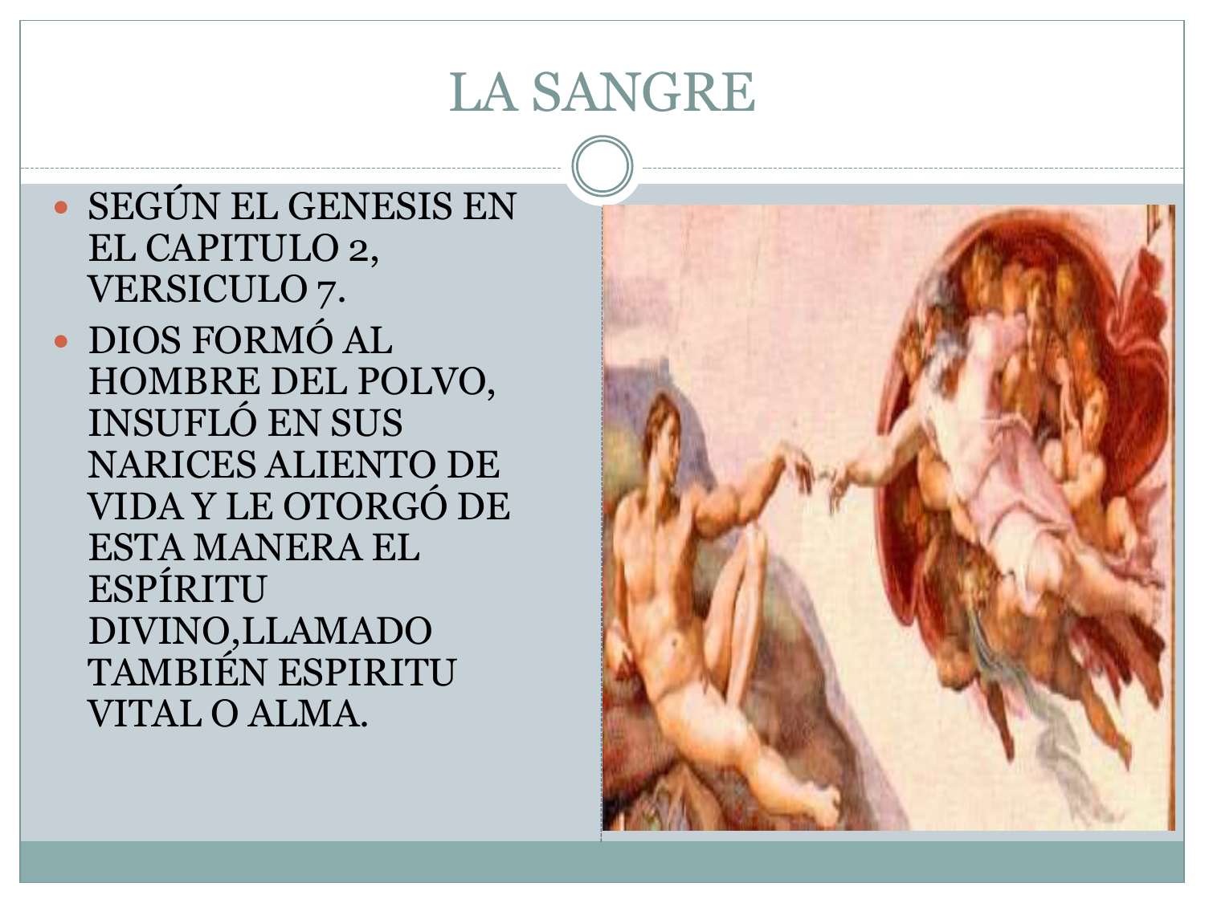# LA SANGRE

- SEGÚN EL GENESIS EN EL CAPITULO 2, VERSICULO 7.
- DIOS FORMÓ AL HOMBRE DEL POLVO, INSUFLÓ EN SUS NARICES ALIENTO DE VIDA Y LE OTORGÓ DE ESTA MANERA EL ESPÍRITU DIVINO,LLAMADO TAMBIÉN ESPIRITU VITAL O ALMA.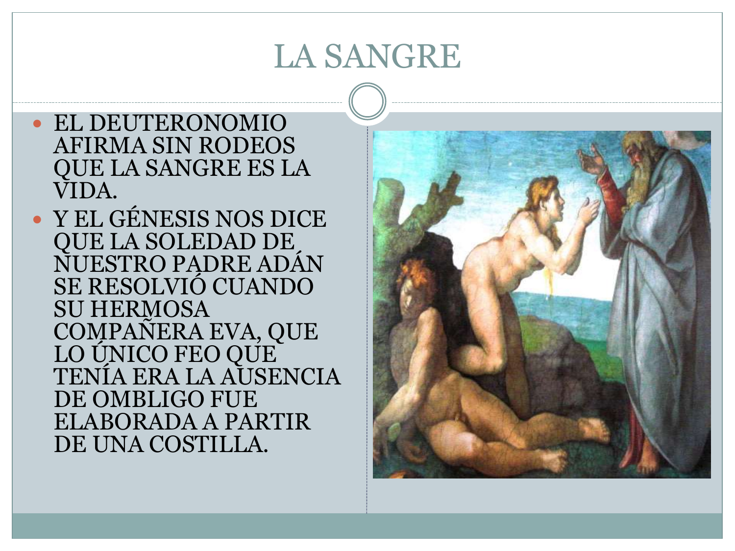# LA SANGRE

- EL DEUTERONOMIO AFIRMA SIN RODEOS QUE LA SANGRE ES LA VIDA.
- Y EL GÉNESIS NOS DICE QUE LA SOLEDAD DE NUESTRO PADRE ADÁN SE RESOLVIÓ CUANDO SU HERMOSA COMPAÑERA EVA, QUE LO ÚNICO FEO QUE TENÍA ERA LA AUSENCIA DE OMBLIGO FUE ELABORADA A PARTIR DE UNA COSTILLA.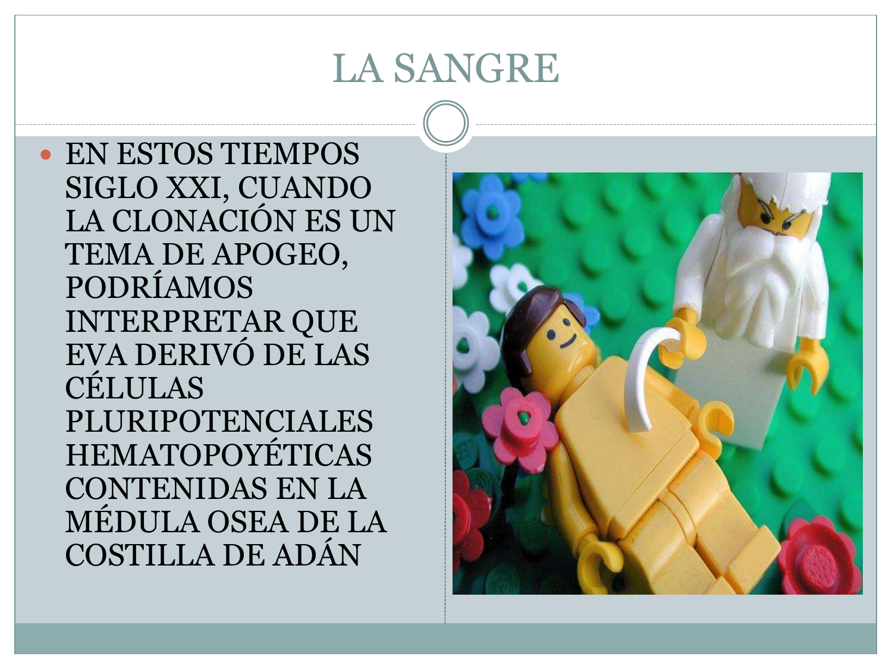# LA SANGRE

- EN ESTOS TIEMPOS SIGLO XXI, CUANDO LA CLONACIÓN ES UN TEMA DE APOGEO, PODRÍAMOS INTERPRETAR QUE EVA DERIVÓ DE LAS CÉLULAS PLURIPOTENCIALES HEMATOPOYÉTICAS CONTENIDAS EN LA MÉDULA OSEA DE LA COSTILLA DE ADÁN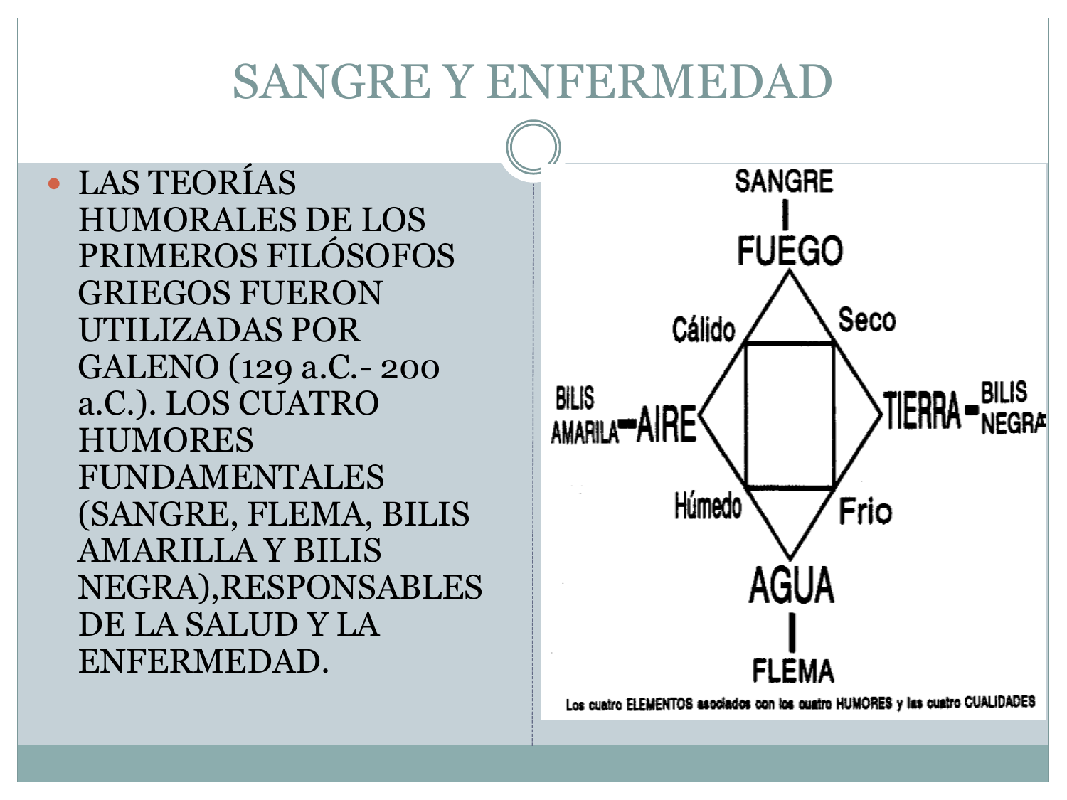# SANGRE Y ENFERMEDAD

- LAS TEORÍAS HUMORALES DE LOS PRIMEROS FILÓSOFOS GRIEGOS FUERON UTILIZADAS POR GALENO (129 a.C.- 200 a.C.). LOS CUATRO HUMORES FUNDAMENTALES (SANGRE, FLEMA, BILIS AMARILLA Y BILIS NEGRA),RESPONSABLES DE LA SALUD Y LA ENFERMEDAD.

SANGRE

FUEGO

Cálido — Seco

BILIS AMARILLA — AIRE

TIERRA — BILIS NEGRA

Húmedo — Frio

AGUA

FLEMA

Los cuatro ELEMENTOS asociados con los cuatro HUMORES y las cuatro CUALIDADES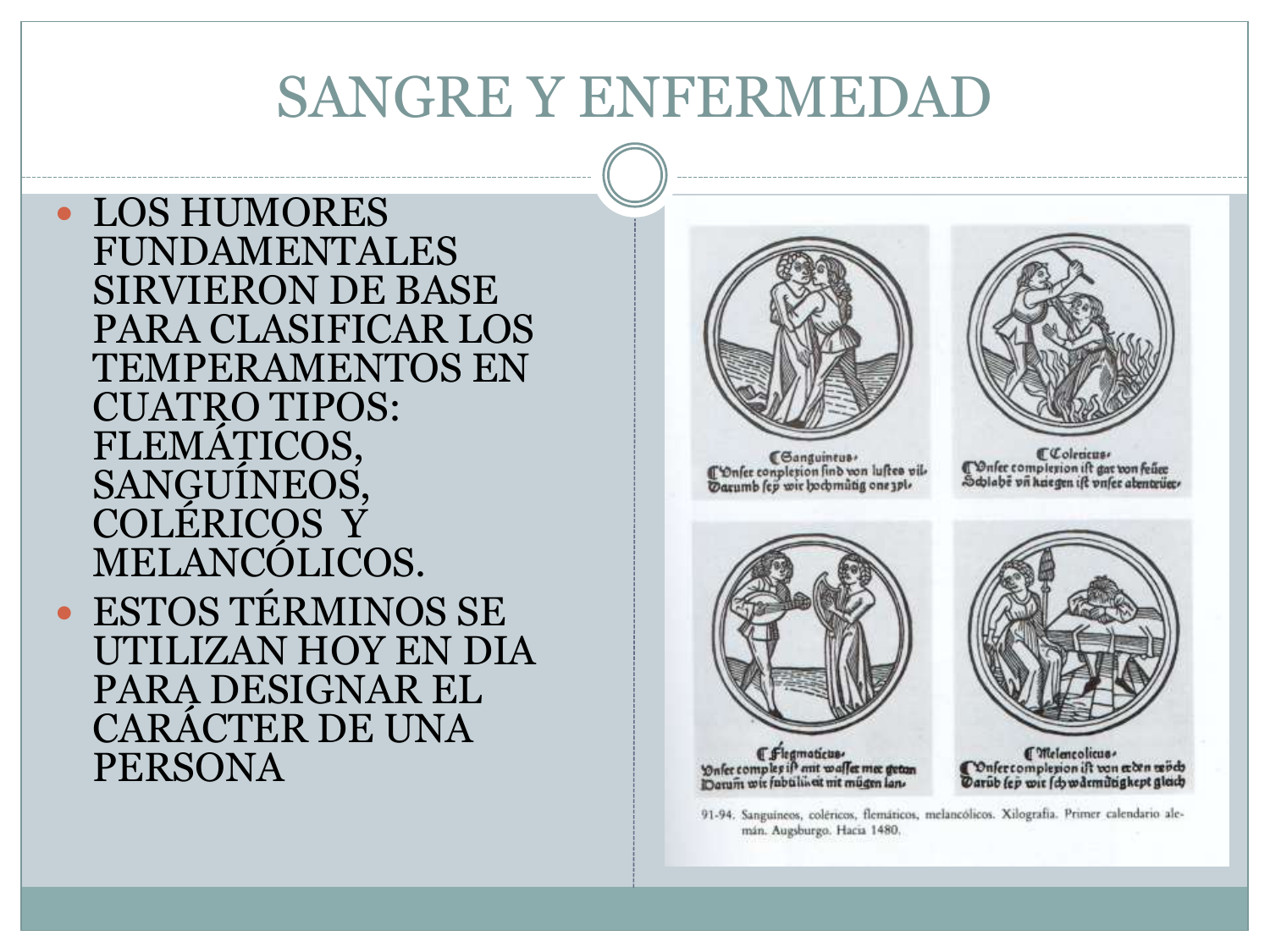# SANGRE Y ENFERMEDAD

- LOS HUMORES FUNDAMENTALES SIRVIERON DE BASE PARA CLASIFICAR LOS TEMPERAMENTOS EN CUATRO TIPOS: FLEMÁTICOS, SANGUÍNEOS, COLÉRICOS Y MELANCÓLICOS.
- ESTOS TÉRMINOS SE UTILIZAN HOY EN DIA PARA DESIGNAR EL CARÁCTER DE UNA PERSONA

91-94. Sanguíneos, coléricos, flemáticos, melancólicos. Xilografía. Primer calendario alemán. Augsburgo. Hacia 1480.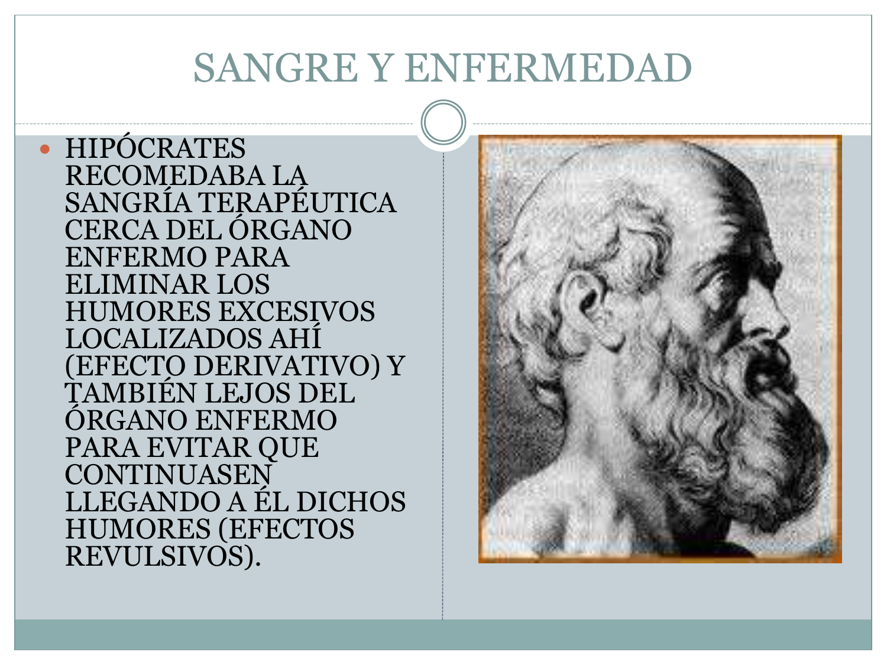# SANGRE Y ENFERMEDAD

- HIPÓCRATES RECOMEDABA LA SANGRÍA TERAPÉUTICA CERCA DEL ÓRGANO ENFERMO PARA ELIMINAR LOS HUMORES EXCESIVOS LOCALIZADOS AHÍ (EFECTO DERIVATIVO) Y TAMBIÉN LEJOS DEL ÓRGANO ENFERMO PARA EVITAR QUE CONTINUASEN LLEGANDO A ÉL DICHOS HUMORES (EFECTOS REVULSIVOS).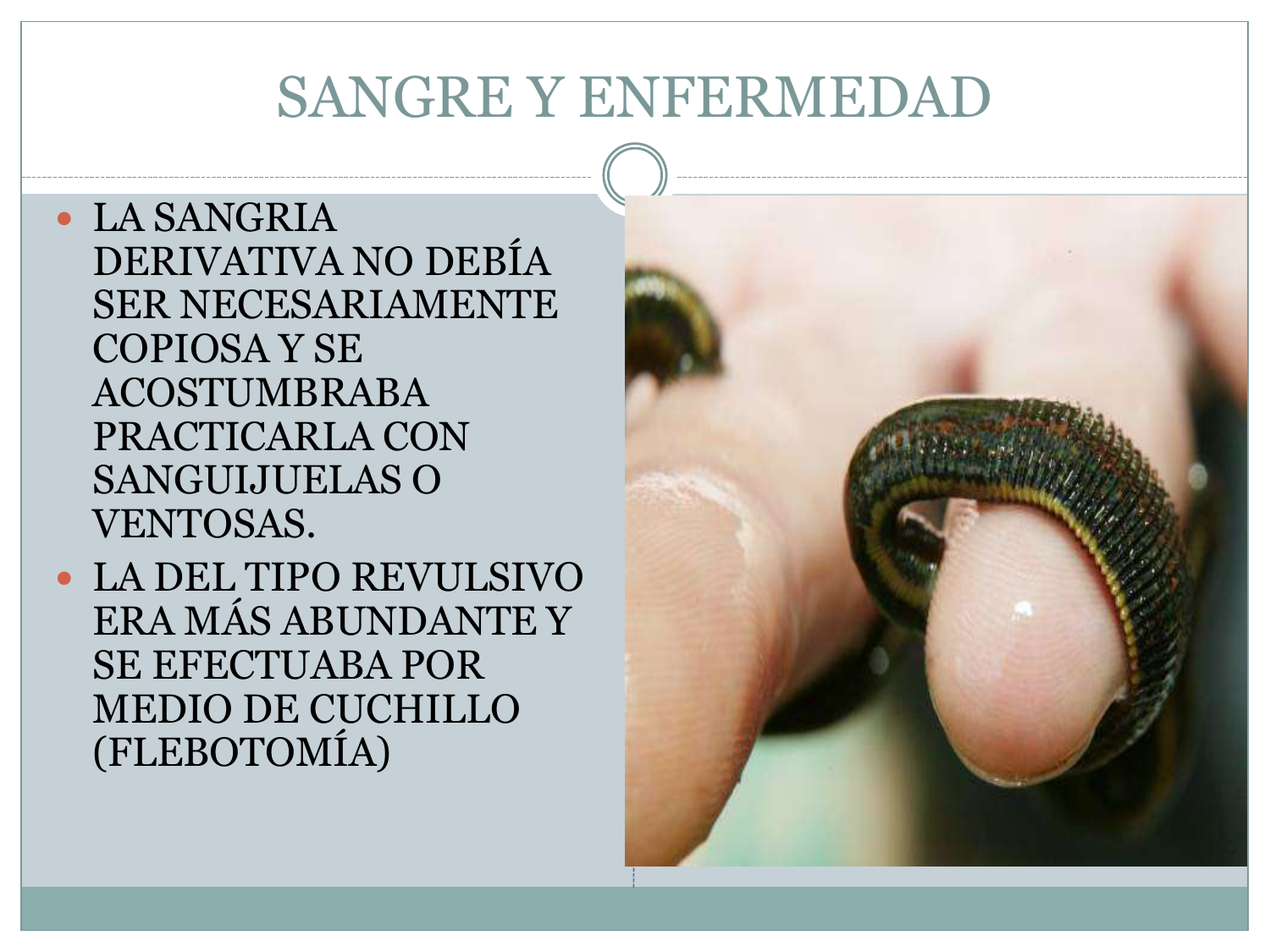# SANGRE Y ENFERMEDAD

- LA SANGRIA DERIVATIVA NO DEBÍA SER NECESARIAMENTE COPIOSA Y SE ACOSTUMBRABA PRACTICARLA CON SANGUIJUELAS O VENTOSAS.
- LA DEL TIPO REVULSIVO ERA MÁS ABUNDANTE Y SE EFECTUABA POR MEDIO DE CUCHILLO (FLEBOTOMÍA)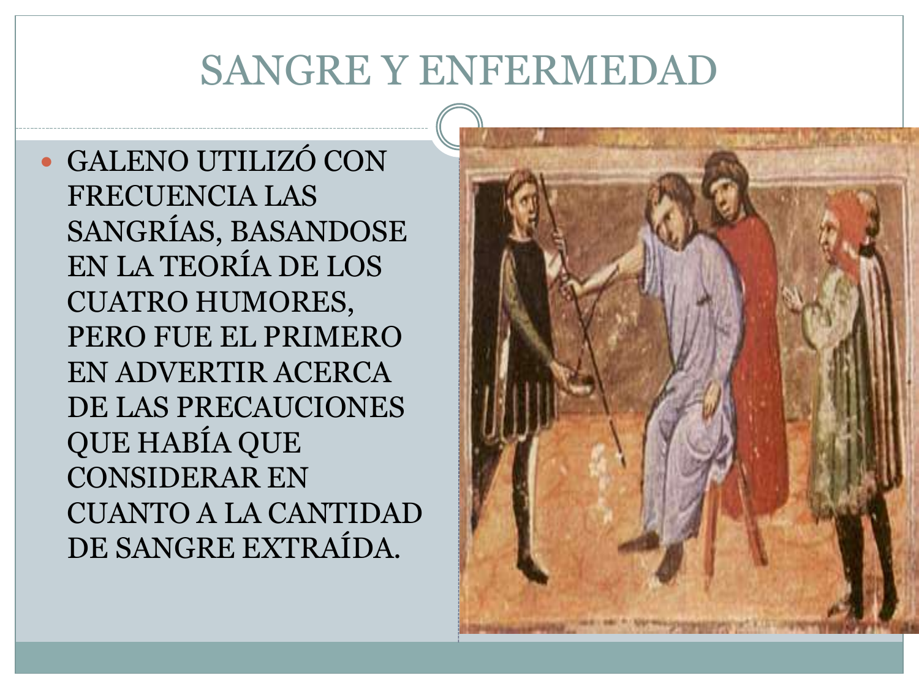# SANGRE Y ENFERMEDAD

- GALENO UTILIZÓ CON FRECUENCIA LAS SANGRÍAS, BASANDOSE EN LA TEORÍA DE LOS CUATRO HUMORES, PERO FUE EL PRIMERO EN ADVERTIR ACERCA DE LAS PRECAUCIONES QUE HABÍA QUE CONSIDERAR EN CUANTO A LA CANTIDAD DE SANGRE EXTRAÍDA.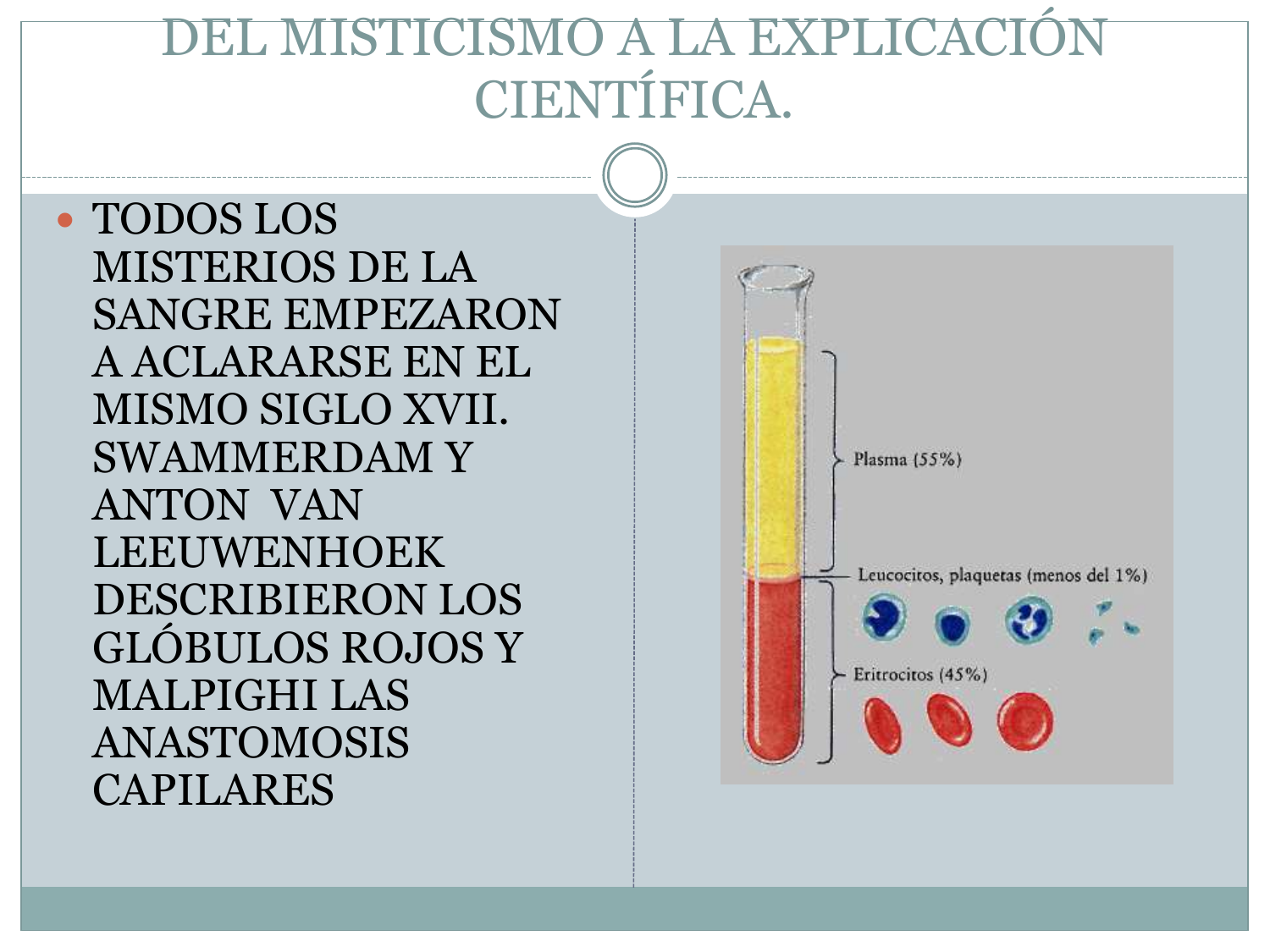# DEL MISTICISMO A LA EXPLICACIÓN CIENTÍFICA.

- TODOS LOS MISTERIOS DE LA SANGRE EMPEZARON A ACLARARSE EN EL MISMO SIGLO XVII. SWAMMERDAM Y ANTON VAN LEEUWENHOEK DESCRIBIERON LOS GLÓBULOS ROJOS Y MALPIGHI LAS ANASTOMOSIS CAPILARES

Plasma (55%)

Leucocitos, plaquetas (menos del 1%)

Eritrocitos (45%)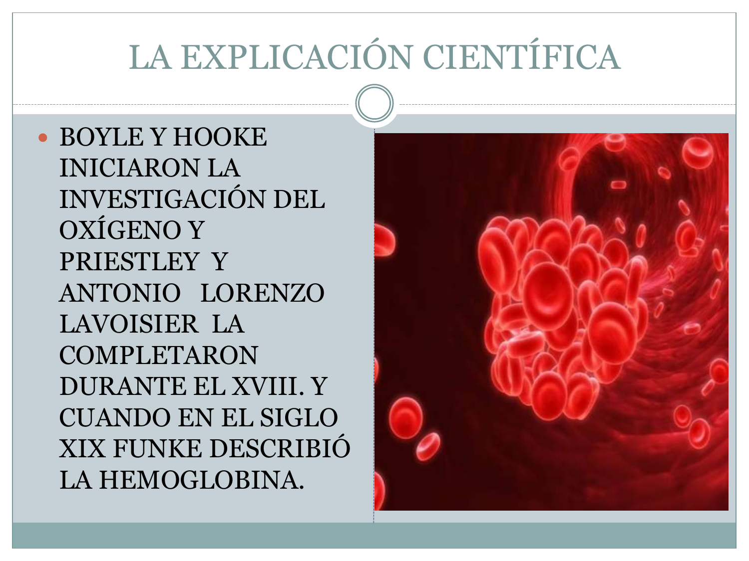# LA EXPLICACIÓN CIENTÍFICA

- BOYLE Y HOOKE INICIARON LA INVESTIGACIÓN DEL OXÍGENO Y PRIESTLEY Y ANTONIO LORENZO LAVOISIER LA COMPLETARON DURANTE EL XVIII. Y CUANDO EN EL SIGLO XIX FUNKE DESCRIBIÓ LA HEMOGLOBINA.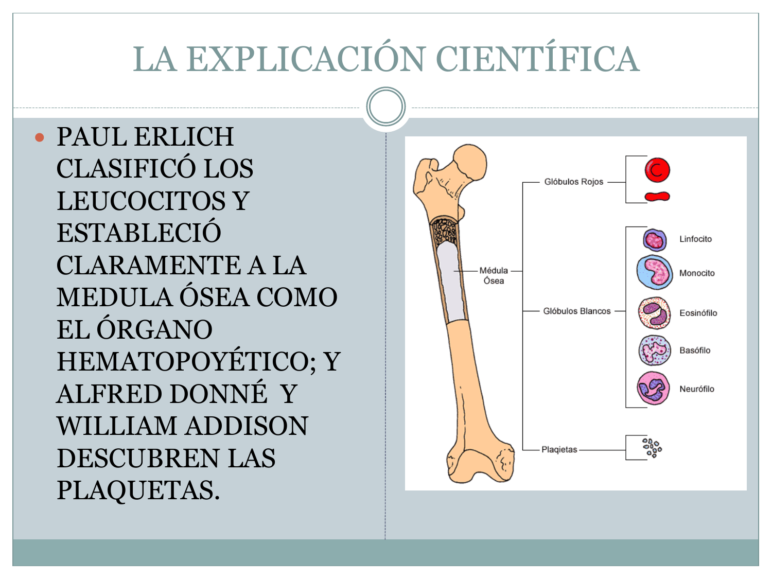# LA EXPLICACIÓN CIENTÍFICA

- PAUL ERLICH CLASIFICÓ LOS LEUCOCITOS Y ESTABLECIÓ CLARAMENTE A LA MEDULA ÓSEA COMO EL ÓRGANO HEMATOPOYÉTICO; Y ALFRED DONNÉ Y WILLIAM ADDISON DESCUBREN LAS PLAQUETAS.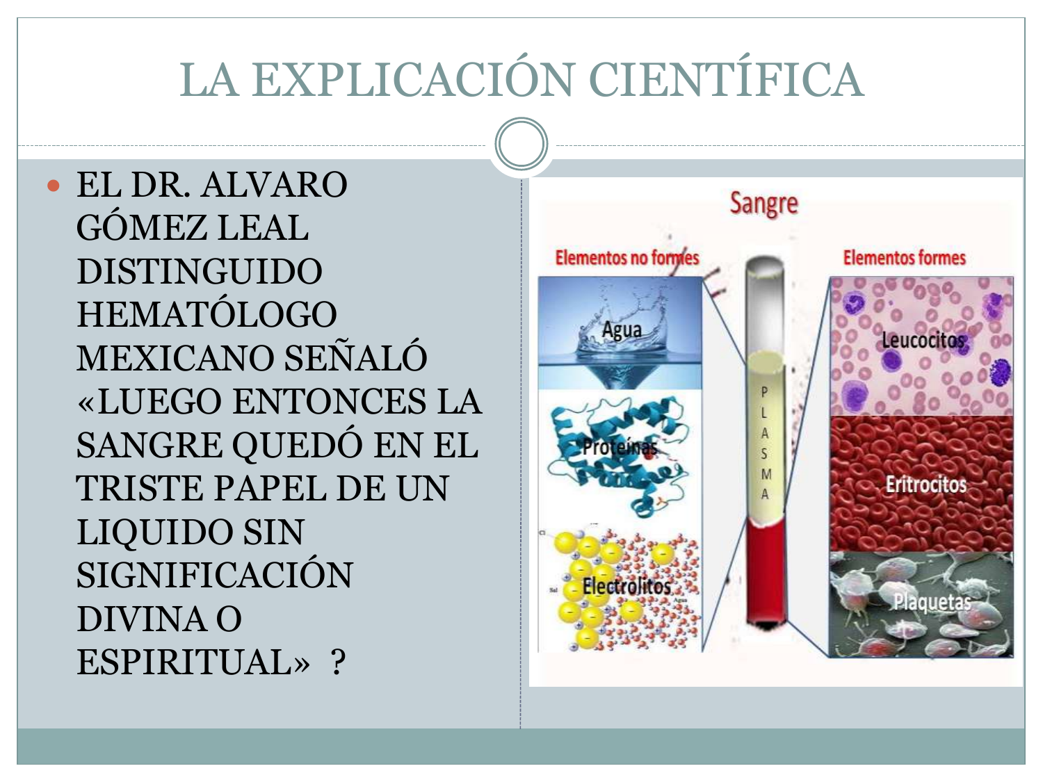# LA EXPLICACIÓN CIENTÍFICA

- EL DR. ALVARO GÓMEZ LEAL DISTINGUIDO HEMATÓLOGO MEXICANO SEÑALÓ «LUEGO ENTONCES LA SANGRE QUEDÓ EN EL TRISTE PAPEL DE UN LIQUIDO SIN SIGNIFICACIÓN DIVINA O ESPIRITUAL» ?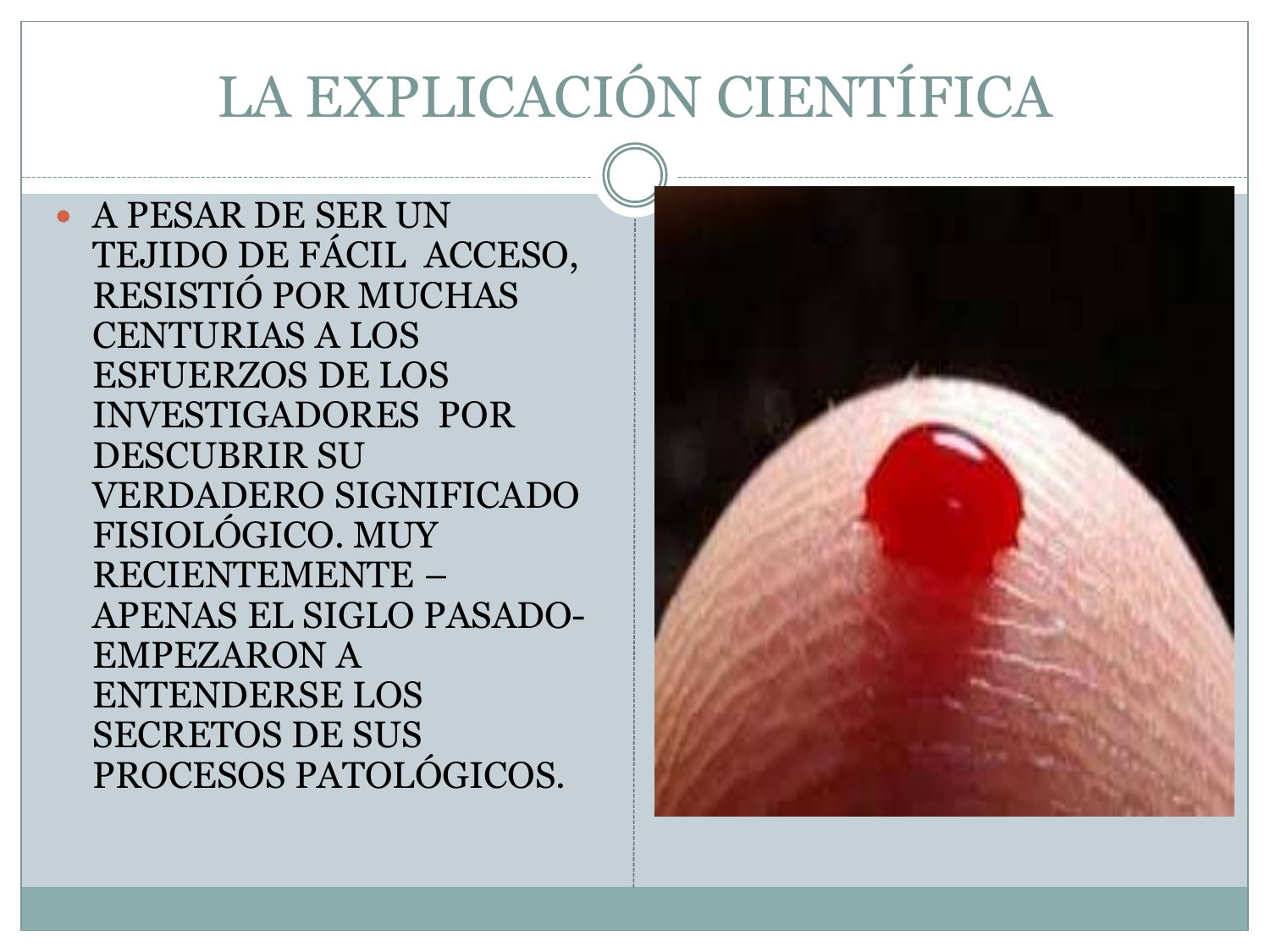# LA EXPLICACIÓN CIENTÍFICA

- A PESAR DE SER UN TEJIDO DE FÁCIL ACCESO, RESISTIÓ POR MUCHAS CENTURIAS A LOS ESFUERZOS DE LOS INVESTIGADORES POR DESCUBRIR SU VERDADERO SIGNIFICADO FISIOLÓGICO. MUY RECIENTEMENTE –APENAS EL SIGLO PASADO- EMPEZARON A ENTENDERSE LOS SECRETOS DE SUS PROCESOS PATOLÓGICOS.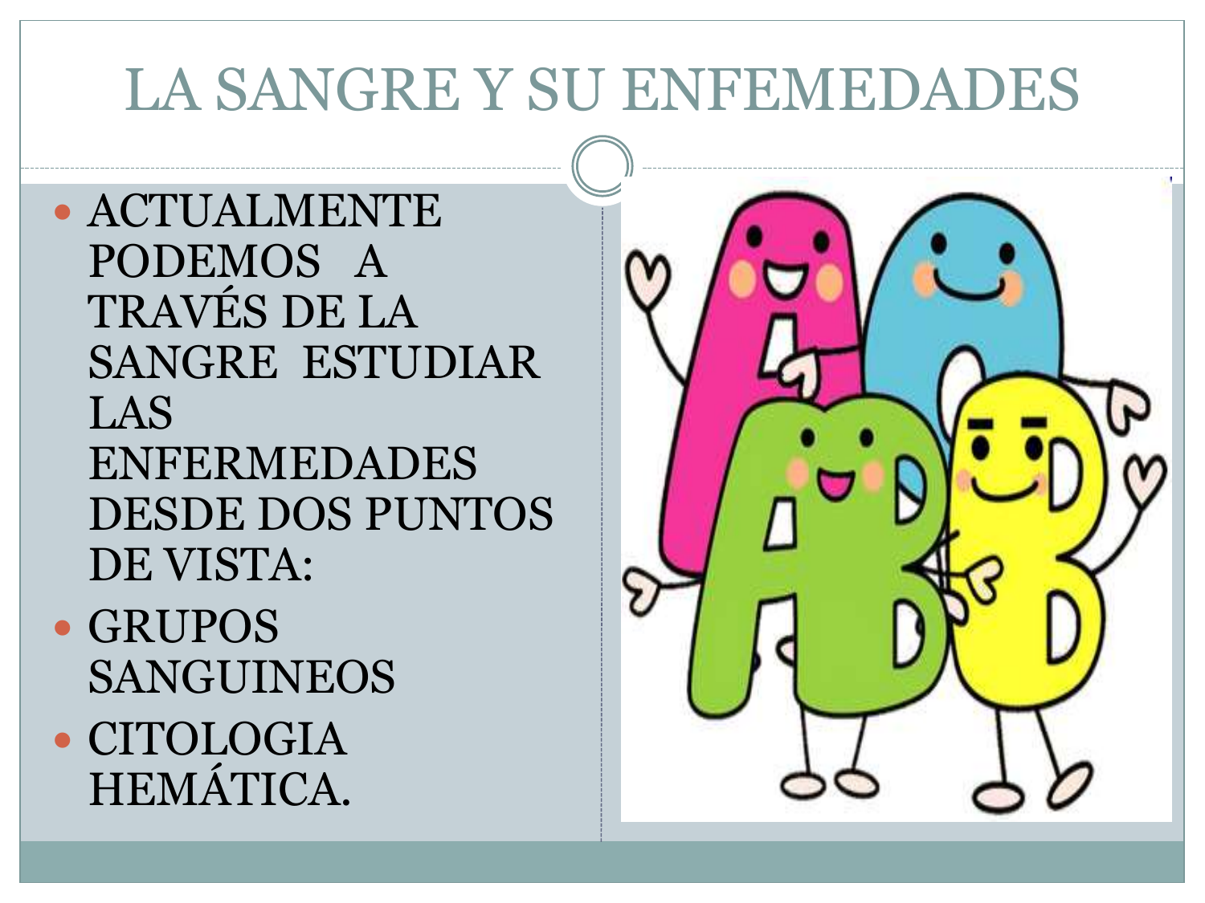# LA SANGRE Y SU ENFEMEDADES

- ACTUALMENTE PODEMOS A TRAVÉS DE LA SANGRE ESTUDIAR LAS ENFERMEDADES DESDE DOS PUNTOS DE VISTA:
- GRUPOS SANGUINEOS
- CITOLOGIA HEMÁTICA.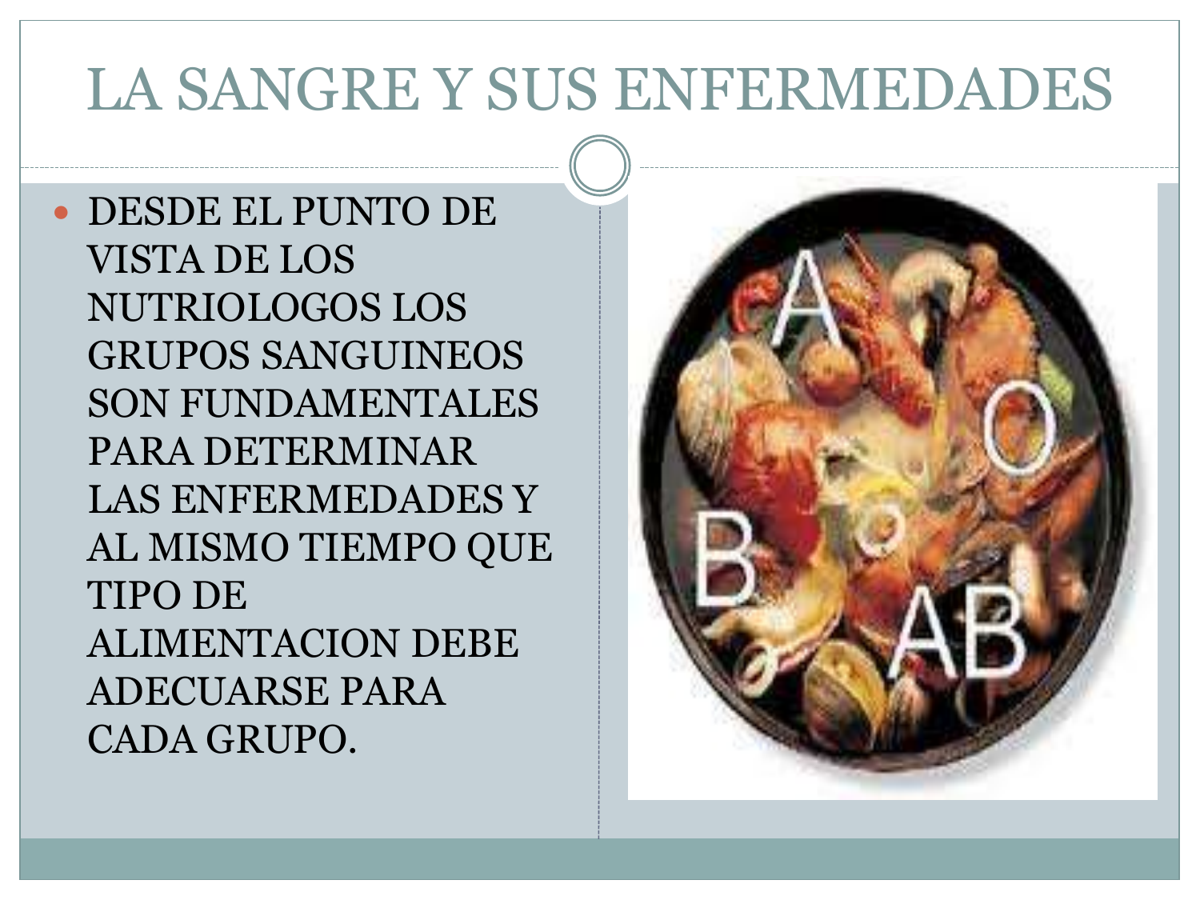# LA SANGRE Y SUS ENFERMEDADES

- DESDE EL PUNTO DE VISTA DE LOS NUTRIOLOGOS LOS GRUPOS SANGUINEOS SON FUNDAMENTALES PARA DETERMINAR LAS ENFERMEDADES Y AL MISMO TIEMPO QUE TIPO DE ALIMENTACION DEBE ADECUARSE PARA CADA GRUPO.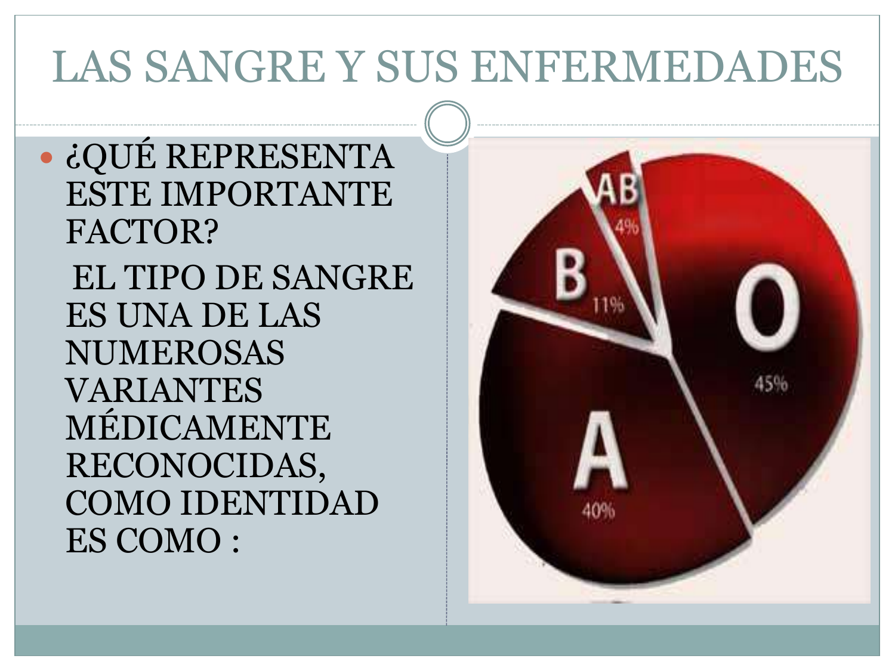# LAS SANGRE Y SUS ENFERMEDADES

- ¿QUÉ REPRESENTA ESTE IMPORTANTE FACTOR?

  EL TIPO DE SANGRE ES UNA DE LAS NUMEROSAS VARIANTES MÉDICAMENTE RECONOCIDAS, COMO IDENTIDAD ES COMO :

AB 4%

B 11%

O 45%

A 40%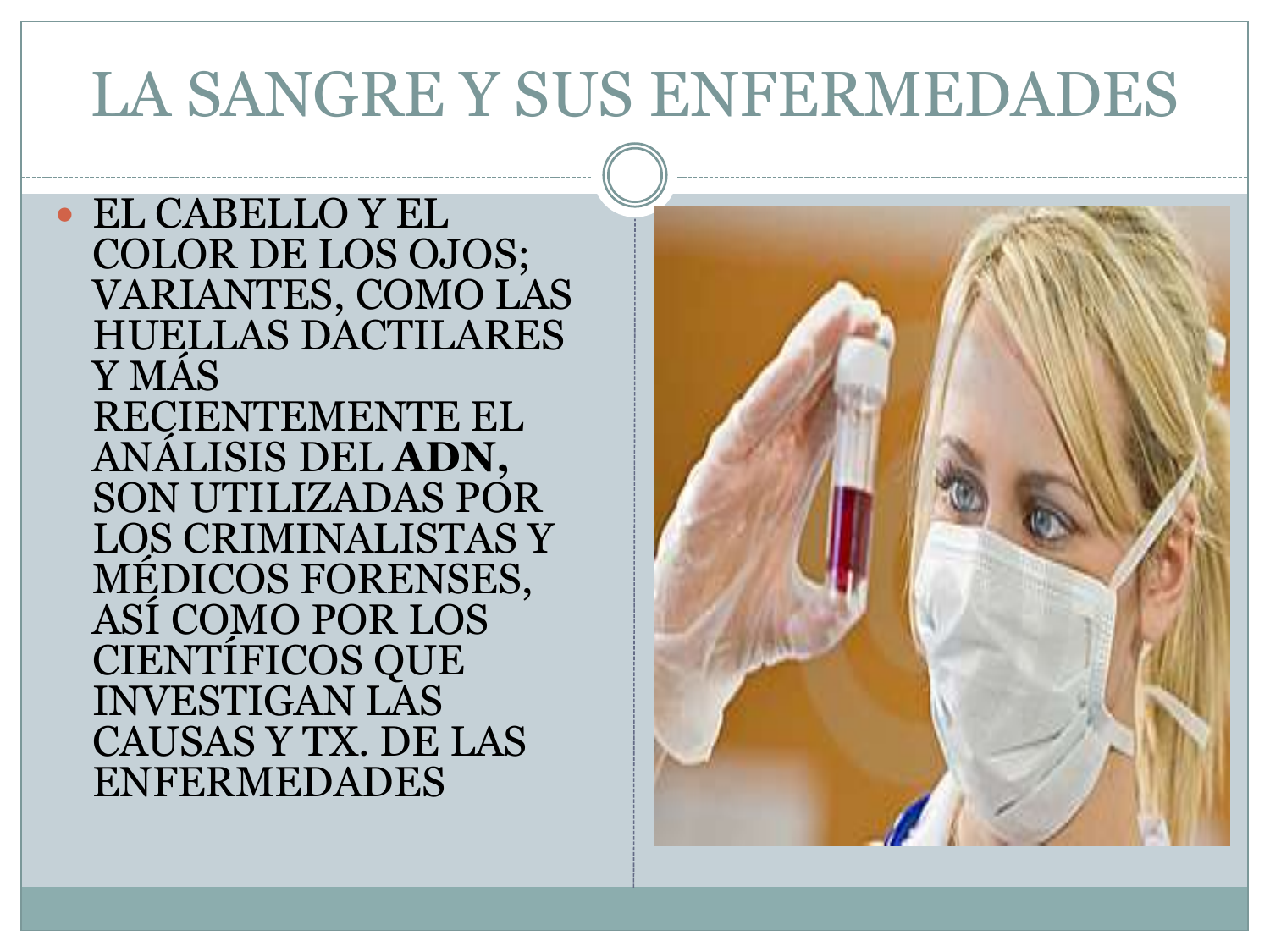# LA SANGRE Y SUS ENFERMEDADES

- EL CABELLO Y EL COLOR DE LOS OJOS; VARIANTES, COMO LAS HUELLAS DACTILARES Y MÁS RECIENTEMENTE EL ANÁLISIS DEL **ADN,** SON UTILIZADAS POR LOS CRIMINALISTAS Y MÉDICOS FORENSES, ASÍ COMO POR LOS CIENTÍFICOS QUE INVESTIGAN LAS CAUSAS Y TX. DE LAS ENFERMEDADES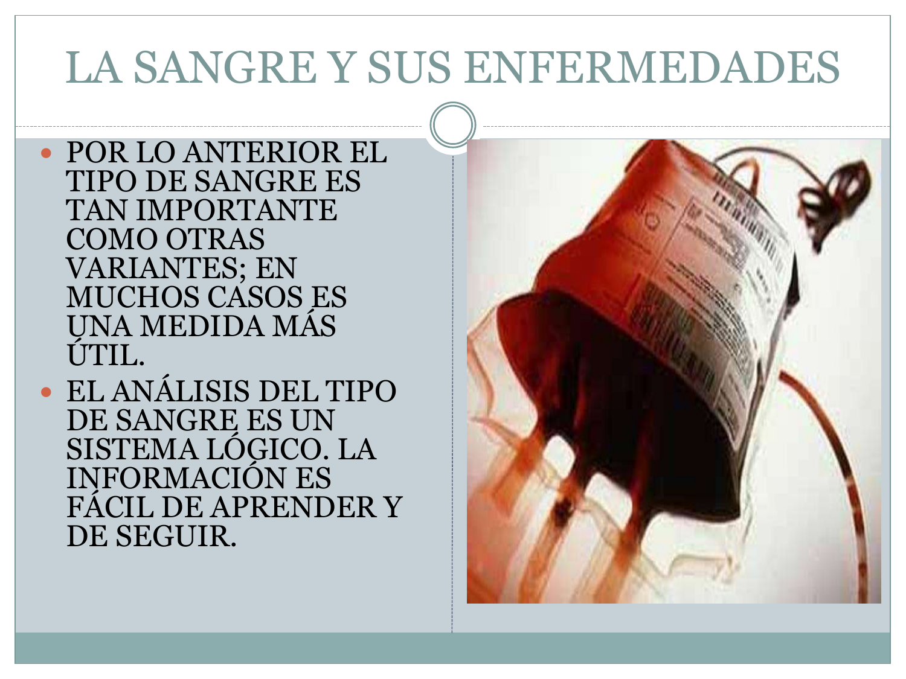# LA SANGRE Y SUS ENFERMEDADES

- POR LO ANTERIOR EL TIPO DE SANGRE ES TAN IMPORTANTE COMO OTRAS VARIANTES; EN MUCHOS CASOS ES UNA MEDIDA MÁS ÚTIL.
- EL ANÁLISIS DEL TIPO DE SANGRE ES UN SISTEMA LÓGICO. LA INFORMACIÓN ES FÁCIL DE APRENDER Y DE SEGUIR.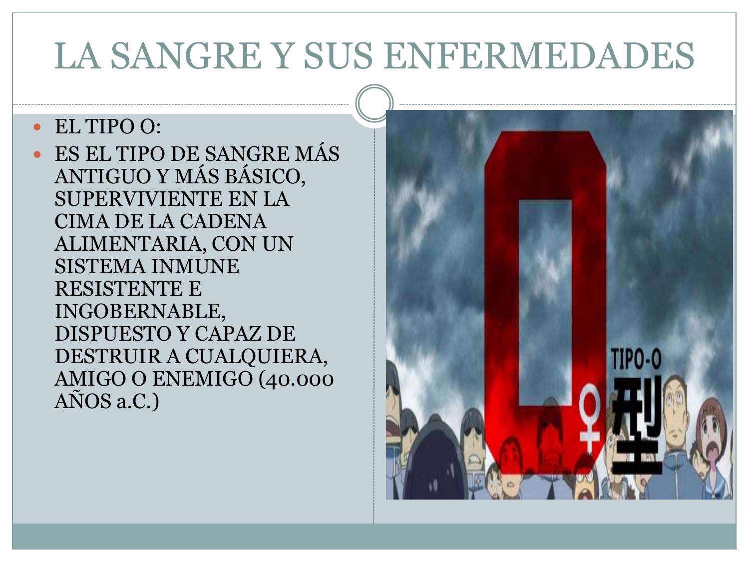# LA SANGRE Y SUS ENFERMEDADES

- EL TIPO O:
- ES EL TIPO DE SANGRE MÁS ANTIGUO Y MÁS BÁSICO, SUPERVIVIENTE EN LA CIMA DE LA CADENA ALIMENTARIA, CON UN SISTEMA INMUNE RESISTENTE E INGOBERNABLE, DISPUESTO Y CAPAZ DE DESTRUIR A CUALQUIERA, AMIGO O ENEMIGO (40.000 AÑOS a.C.)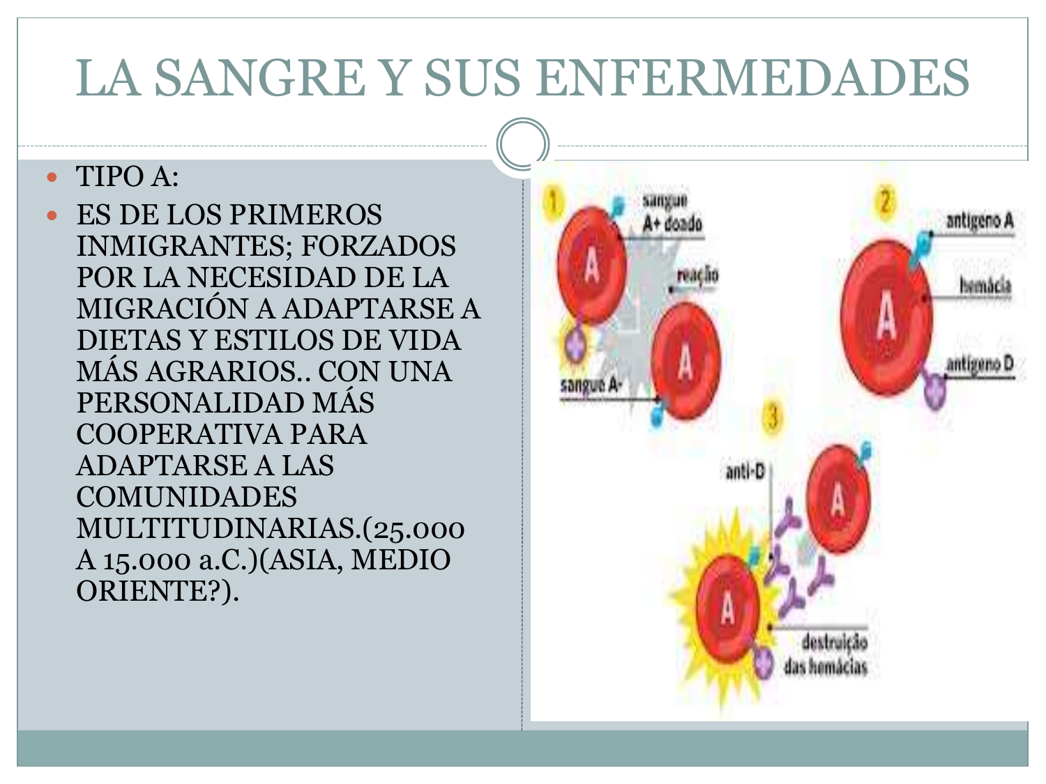# LA SANGRE Y SUS ENFERMEDADES

- TIPO A:
- ES DE LOS PRIMEROS INMIGRANTES; FORZADOS POR LA NECESIDAD DE LA MIGRACIÓN A ADAPTARSE A DIETAS Y ESTILOS DE VIDA MÁS AGRARIOS.. CON UNA PERSONALIDAD MÁS COOPERATIVA PARA ADAPTARSE A LAS COMUNIDADES MULTITUDINARIAS.(25.000 A 15.000 a.C.)(ASIA, MEDIO ORIENTE?).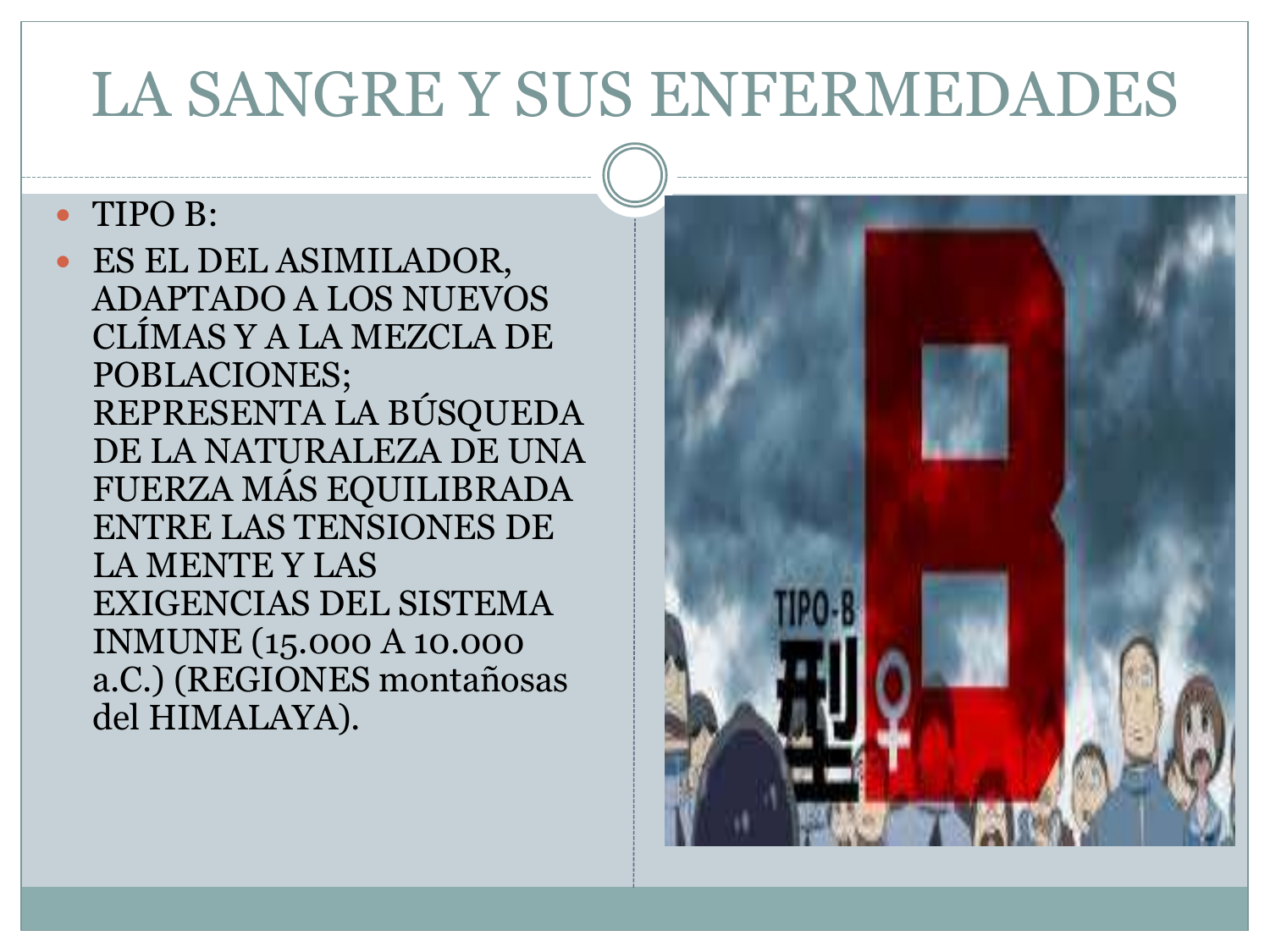# LA SANGRE Y SUS ENFERMEDADES

- TIPO B:
- ES EL DEL ASIMILADOR, ADAPTADO A LOS NUEVOS CLÍMAS Y A LA MEZCLA DE POBLACIONES; REPRESENTA LA BÚSQUEDA DE LA NATURALEZA DE UNA FUERZA MÁS EQUILIBRADA ENTRE LAS TENSIONES DE LA MENTE Y LAS EXIGENCIAS DEL SISTEMA INMUNE (15.000 A 10.000 a.C.) (REGIONES montañosas del HIMALAYA).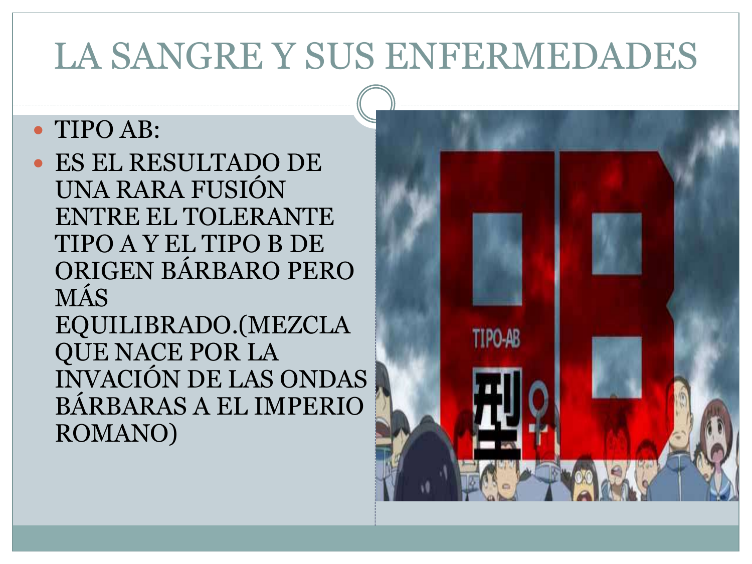# LA SANGRE Y SUS ENFERMEDADES

- TIPO AB:
- ES EL RESULTADO DE UNA RARA FUSIÓN ENTRE EL TOLERANTE TIPO A Y EL TIPO B DE ORIGEN BÁRBARO PERO MÁS EQUILIBRADO.(MEZCLA QUE NACE POR LA INVACIÓN DE LAS ONDAS BÁRBARAS A EL IMPERIO ROMANO)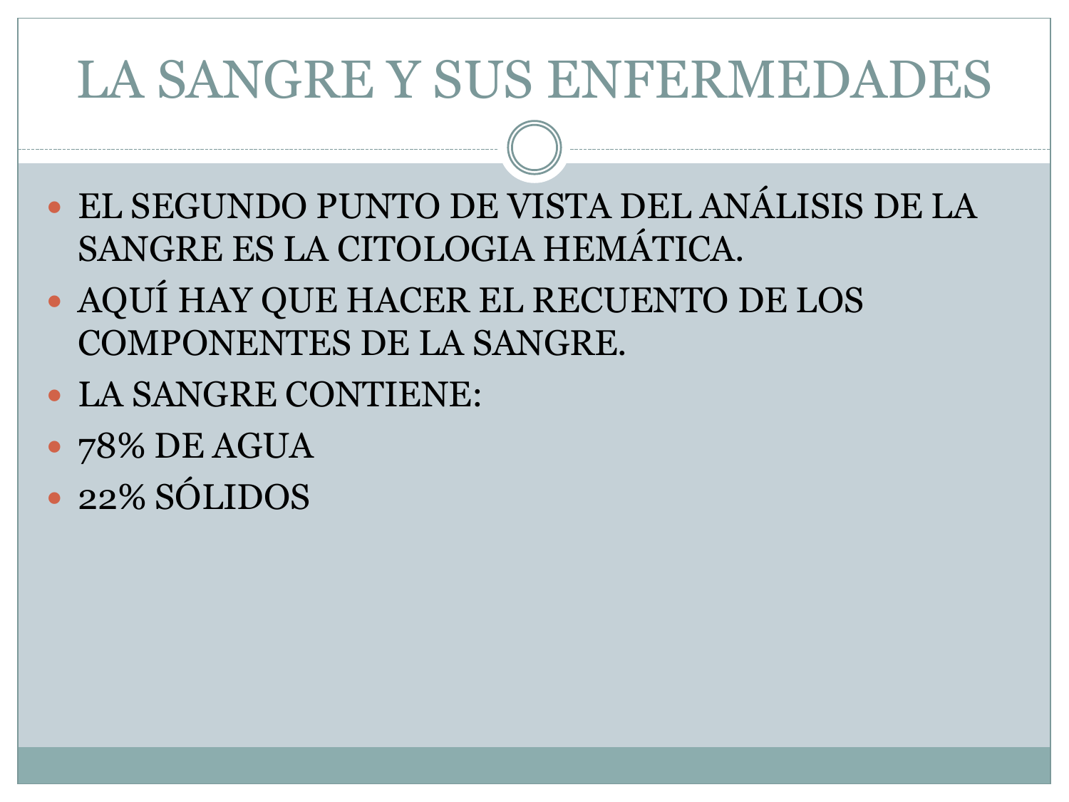# LA SANGRE Y SUS ENFERMEDADES

- EL SEGUNDO PUNTO DE VISTA DEL ANÁLISIS DE LA SANGRE ES LA CITOLOGIA HEMÁTICA.
- AQUÍ HAY QUE HACER EL RECUENTO DE LOS COMPONENTES DE LA SANGRE.
- LA SANGRE CONTIENE:
- 78% DE AGUA
- 22% SÓLIDOS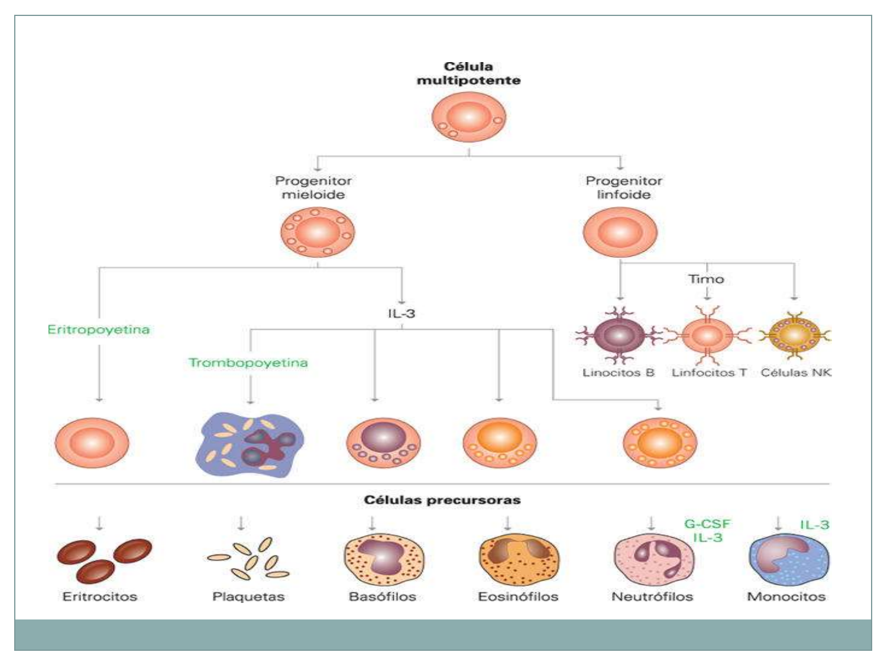**Célula multipotente**

Progenitor mieloide

Progenitor linfoide

Timo

Linocitos B

Linfocitos T

Células NK

Eritropoyetina

IL-3

Trombopoyetina

**Células precursoras**

Eritrocitos

Plaquetas

Basófilos

Eosinófilos

Neutrófilos

G-CSF
IL-3

Monocitos

IL-3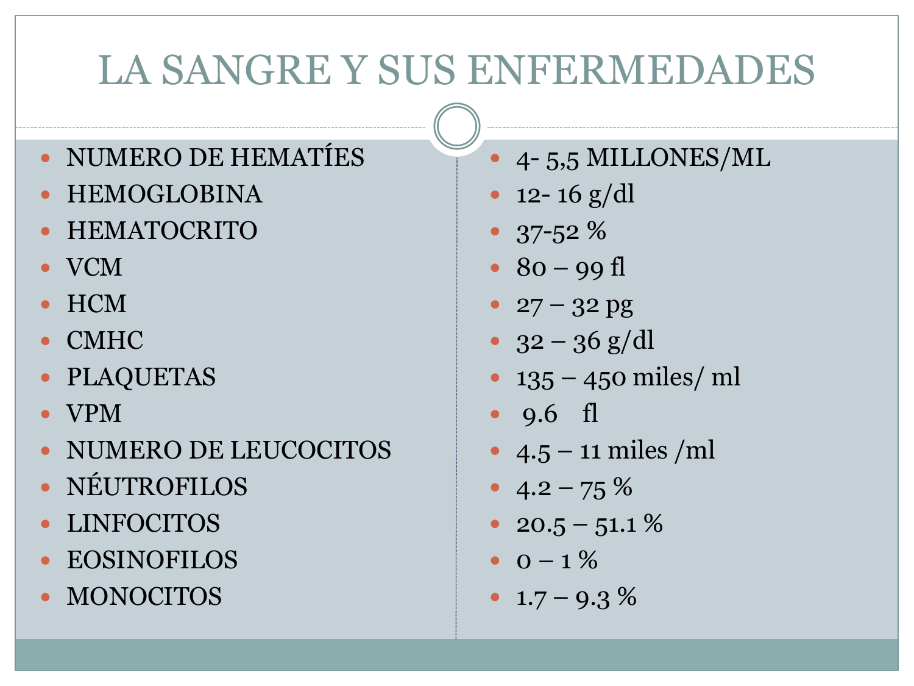# LA SANGRE Y SUS ENFERMEDADES

| | |
|---|---|
| NUMERO DE HEMATÍES | 4- 5,5 MILLONES/ML |
| HEMOGLOBINA | 12- 16 g/dl |
| HEMATOCRITO | 37-52 % |
| VCM | 80 – 99 fl |
| HCM | 27 – 32 pg |
| CMHC | 32 – 36 g/dl |
| PLAQUETAS | 135 – 450 miles/ ml |
| VPM | 9.6 fl |
| NUMERO DE LEUCOCITOS | 4.5 – 11 miles /ml |
| NÉUTROFILOS | 4.2 – 75 % |
| LINFOCITOS | 20.5 – 51.1 % |
| EOSINOFILOS | 0 – 1 % |
| MONOCITOS | 1.7 – 9.3 % |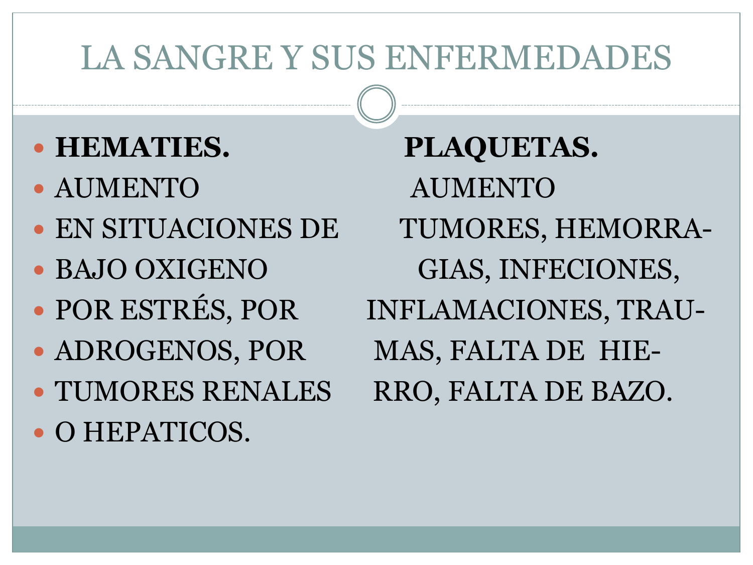# LA SANGRE Y SUS ENFERMEDADES

**HEMATIES.**

- AUMENTO
- EN SITUACIONES DE
- BAJO OXIGENO
- POR ESTRÉS, POR
- ADROGENOS, POR
- TUMORES RENALES
- O HEPATICOS.

**PLAQUETAS.**

AUMENTO

TUMORES, HEMORRA-GIAS, INFECIONES, INFLAMACIONES, TRAU-MAS, FALTA DE HIE-RRO, FALTA DE BAZO.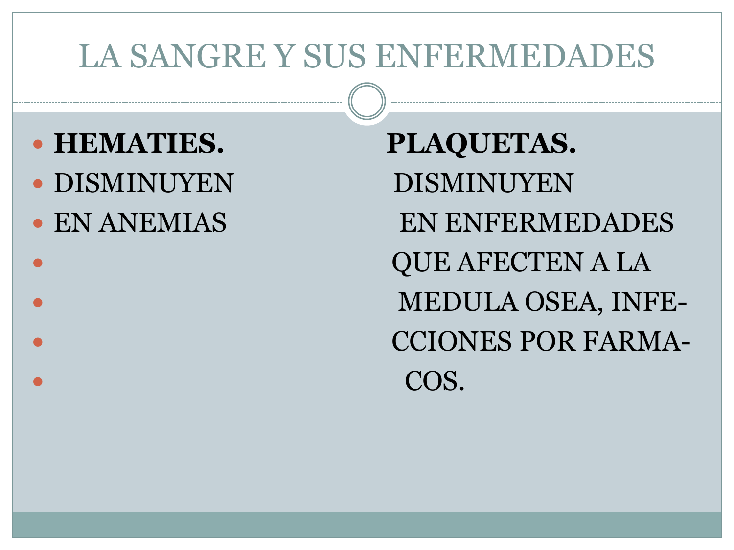# LA SANGRE Y SUS ENFERMEDADES

**HEMATIES.**

- DISMINUYEN
- EN ANEMIAS

**PLAQUETAS.**

DISMINUYEN EN ENFERMEDADES QUE AFECTEN A LA MEDULA OSEA, INFECCIONES POR FARMACOS.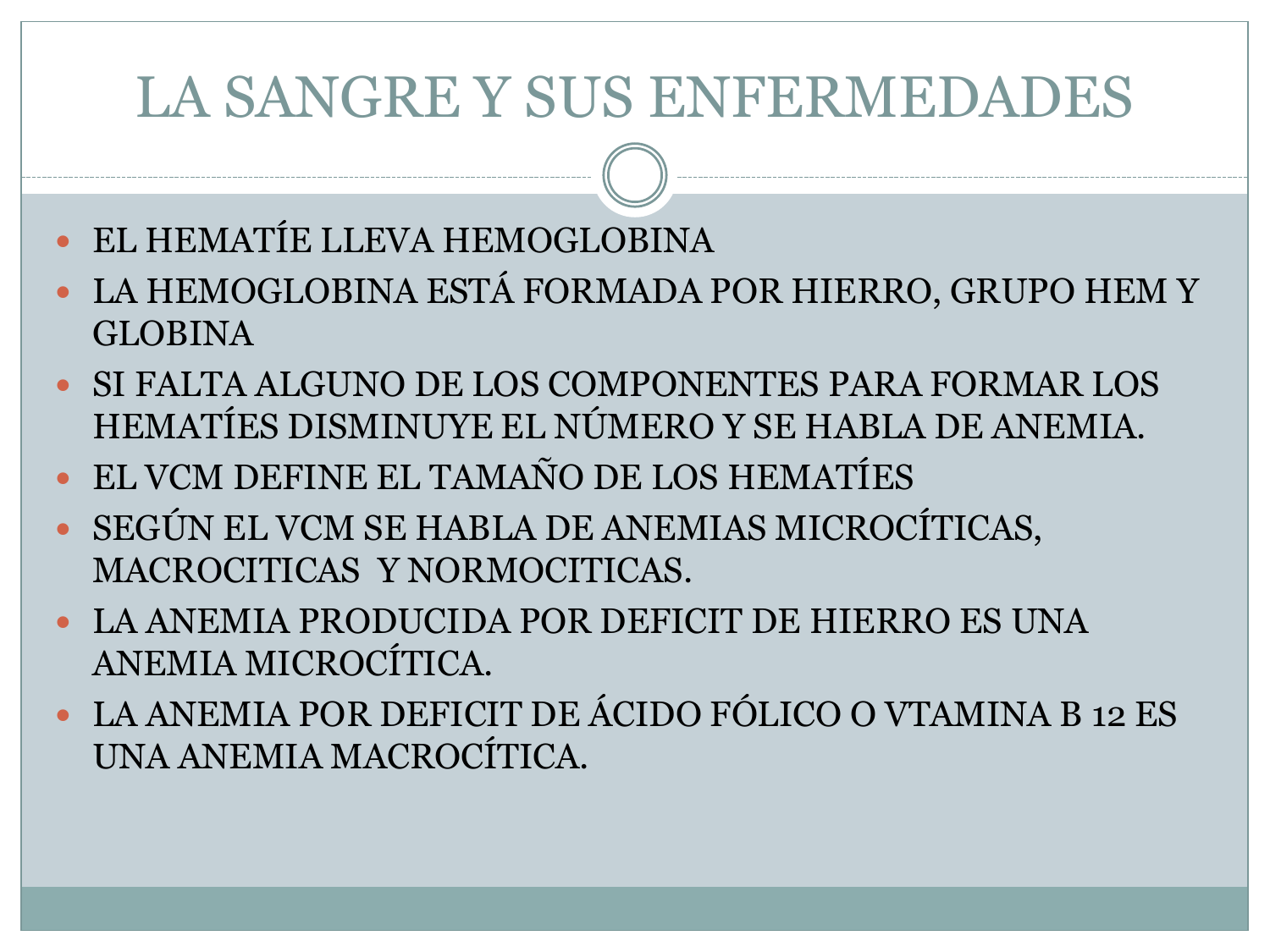# LA SANGRE Y SUS ENFERMEDADES

- EL HEMATÍE LLEVA HEMOGLOBINA
- LA HEMOGLOBINA ESTÁ FORMADA POR HIERRO, GRUPO HEM Y GLOBINA
- SI FALTA ALGUNO DE LOS COMPONENTES PARA FORMAR LOS HEMATÍES DISMINUYE EL NÚMERO Y SE HABLA DE ANEMIA.
- EL VCM DEFINE EL TAMAÑO DE LOS HEMATÍES
- SEGÚN EL VCM SE HABLA DE ANEMIAS MICROCÍTICAS, MACROCITICAS Y NORMOCITICAS.
- LA ANEMIA PRODUCIDA POR DEFICIT DE HIERRO ES UNA ANEMIA MICROCÍTICA.
- LA ANEMIA POR DEFICIT DE ÁCIDO FÓLICO O VTAMINA B 12 ES UNA ANEMIA MACROCÍTICA.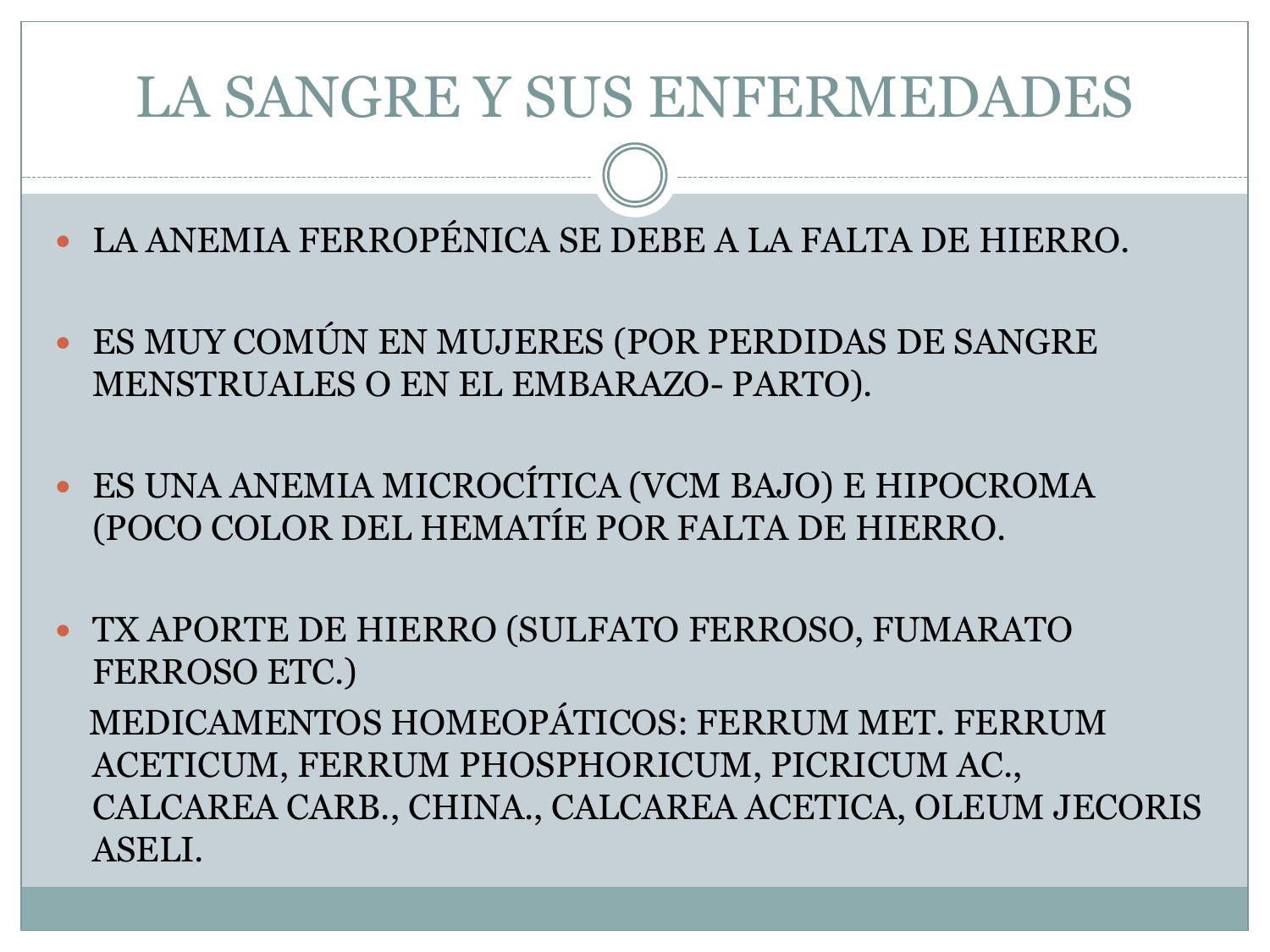# LA SANGRE Y SUS ENFERMEDADES

- LA ANEMIA FERROPÉNICA SE DEBE A LA FALTA DE HIERRO.
- ES MUY COMÚN EN MUJERES (POR PERDIDAS DE SANGRE MENSTRUALES O EN EL EMBARAZO- PARTO).
- ES UNA ANEMIA MICROCÍTICA (VCM BAJO) E HIPOCROMA (POCO COLOR DEL HEMATÍE POR FALTA DE HIERRO.
- TX APORTE DE HIERRO (SULFATO FERROSO, FUMARATO FERROSO ETC.)

  MEDICAMENTOS HOMEOPÁTICOS: FERRUM MET. FERRUM ACETICUM, FERRUM PHOSPHORICUM, PICRICUM AC., CALCAREA CARB., CHINA., CALCAREA ACETICA, OLEUM JECORIS ASELI.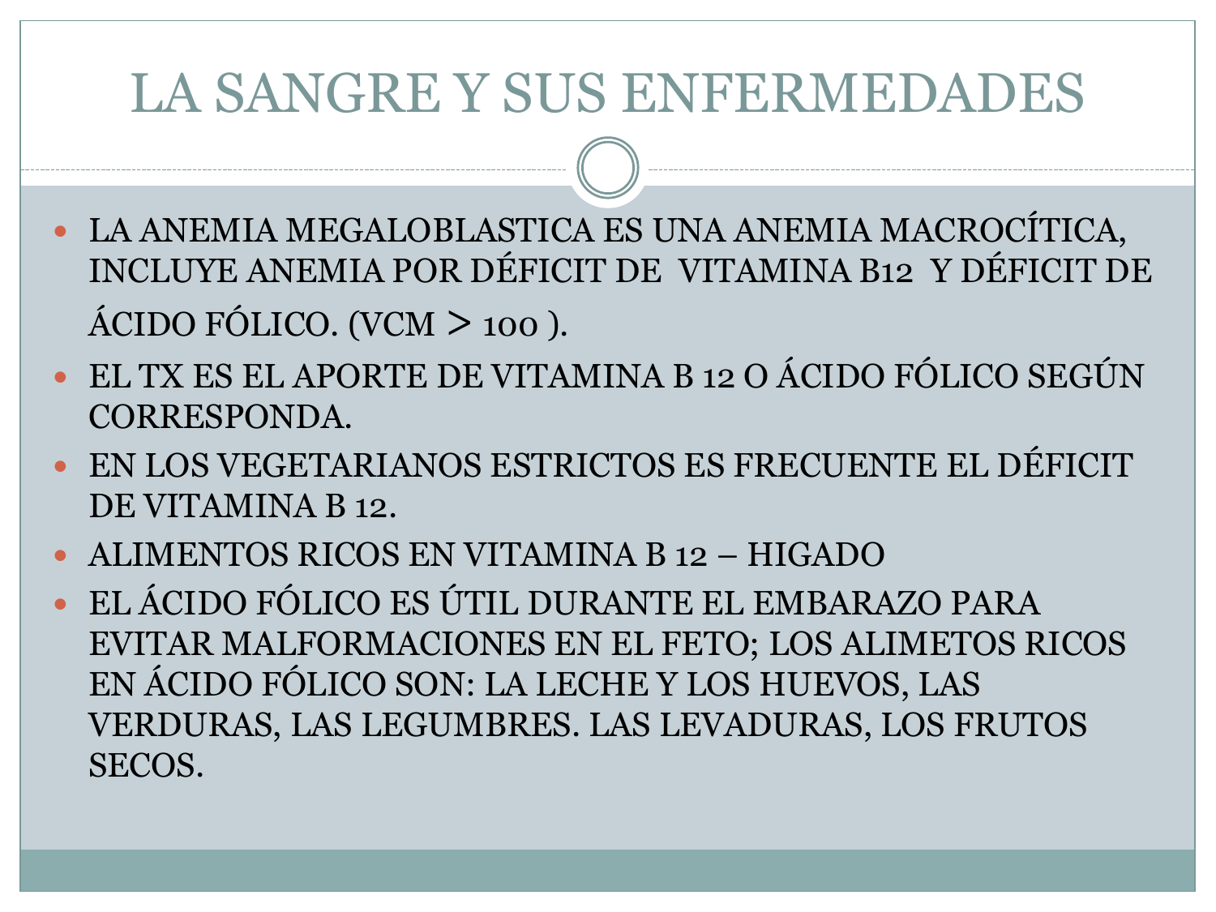# LA SANGRE Y SUS ENFERMEDADES

- LA ANEMIA MEGALOBLASTICA ES UNA ANEMIA MACROCÍTICA, INCLUYE ANEMIA POR DÉFICIT DE VITAMINA B12 Y DÉFICIT DE ÁCIDO FÓLICO. (VCM $>$ 100 ).
- EL TX ES EL APORTE DE VITAMINA B 12 O ÁCIDO FÓLICO SEGÚN CORRESPONDA.
- EN LOS VEGETARIANOS ESTRICTOS ES FRECUENTE EL DÉFICIT DE VITAMINA B 12.
- ALIMENTOS RICOS EN VITAMINA B 12 – HIGADO
- EL ÁCIDO FÓLICO ES ÚTIL DURANTE EL EMBARAZO PARA EVITAR MALFORMACIONES EN EL FETO; LOS ALIMETOS RICOS EN ÁCIDO FÓLICO SON: LA LECHE Y LOS HUEVOS, LAS VERDURAS, LAS LEGUMBRES. LAS LEVADURAS, LOS FRUTOS SECOS.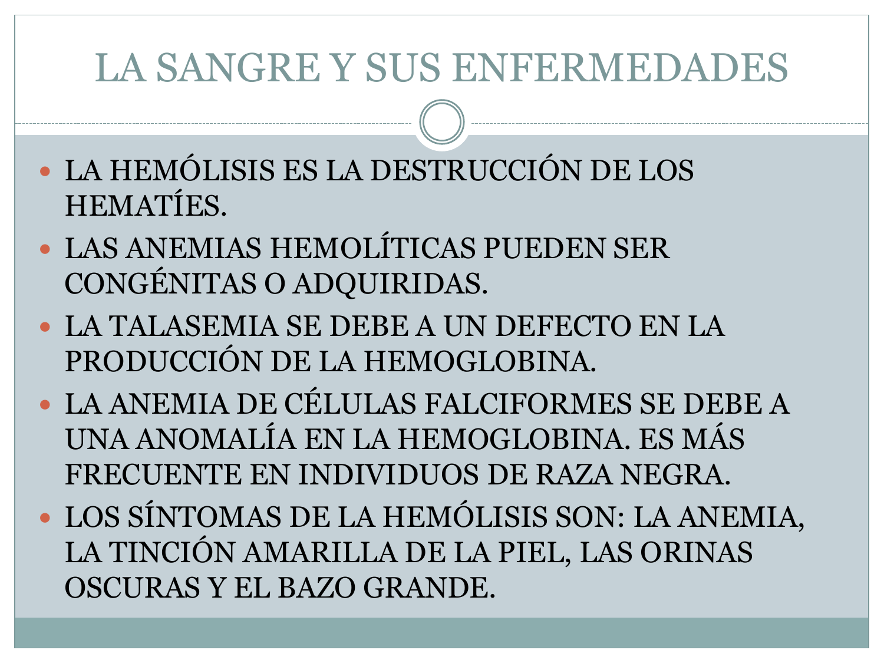# LA SANGRE Y SUS ENFERMEDADES

- LA HEMÓLISIS ES LA DESTRUCCIÓN DE LOS HEMATÍES.
- LAS ANEMIAS HEMOLÍTICAS PUEDEN SER CONGÉNITAS O ADQUIRIDAS.
- LA TALASEMIA SE DEBE A UN DEFECTO EN LA PRODUCCIÓN DE LA HEMOGLOBINA.
- LA ANEMIA DE CÉLULAS FALCIFORMES SE DEBE A UNA ANOMALÍA EN LA HEMOGLOBINA. ES MÁS FRECUENTE EN INDIVIDUOS DE RAZA NEGRA.
- LOS SÍNTOMAS DE LA HEMÓLISIS SON: LA ANEMIA, LA TINCIÓN AMARILLA DE LA PIEL, LAS ORINAS OSCURAS Y EL BAZO GRANDE.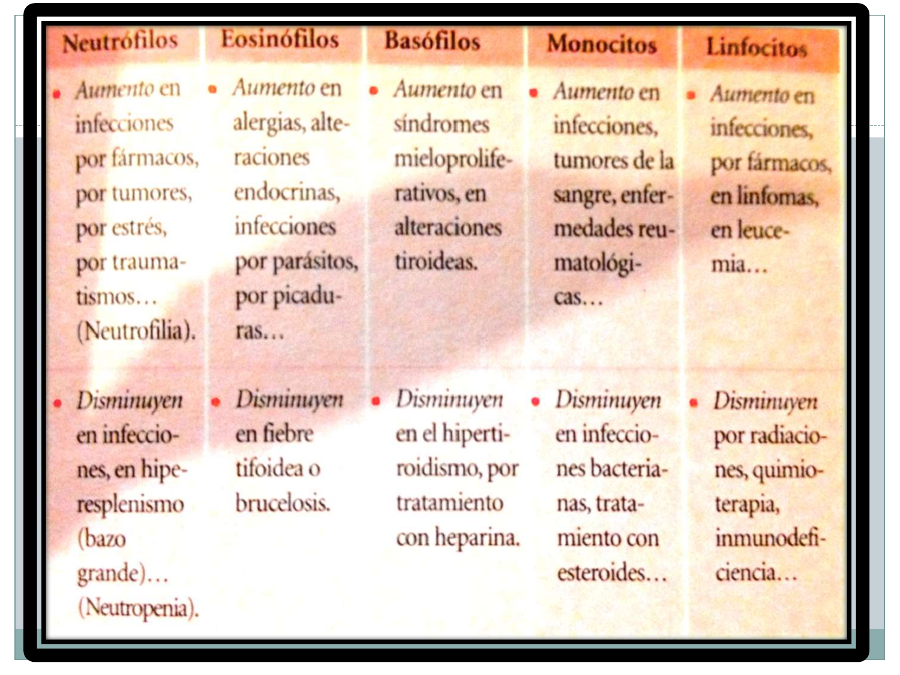| Neutrófilos | Eosinófilos | Basófilos | Monocitos | Linfocitos |
|---|---|---|---|---|
| • *Aumento* en infecciones por fármacos, por tumores, por estrés, por traumatismos… (Neutrofilia). | • *Aumento* en alergias, alteraciones endocrinas, infecciones por parásitos, por picaduras… | • *Aumento* en síndromes mieloproliferativos, en alteraciones tiroideas. | • *Aumento* en infecciones, tumores de la sangre, enfermedades reumatológicas… | • *Aumento* en infecciones, por fármacos, en linfomas, en leucemia… |
| • *Disminuyen* en infecciones, en hiperesplenismo (bazo grande)… (Neutropenia). | • *Disminuyen* en fiebre tifoidea o brucelosis. | • *Disminuyen* en el hipertiroidismo, por tratamiento con heparina. | • *Disminuyen* en infecciones bacterianas, tratamiento con esteroides… | • *Disminuyen* por radiaciones, quimioterapia, inmunodeficiencia… |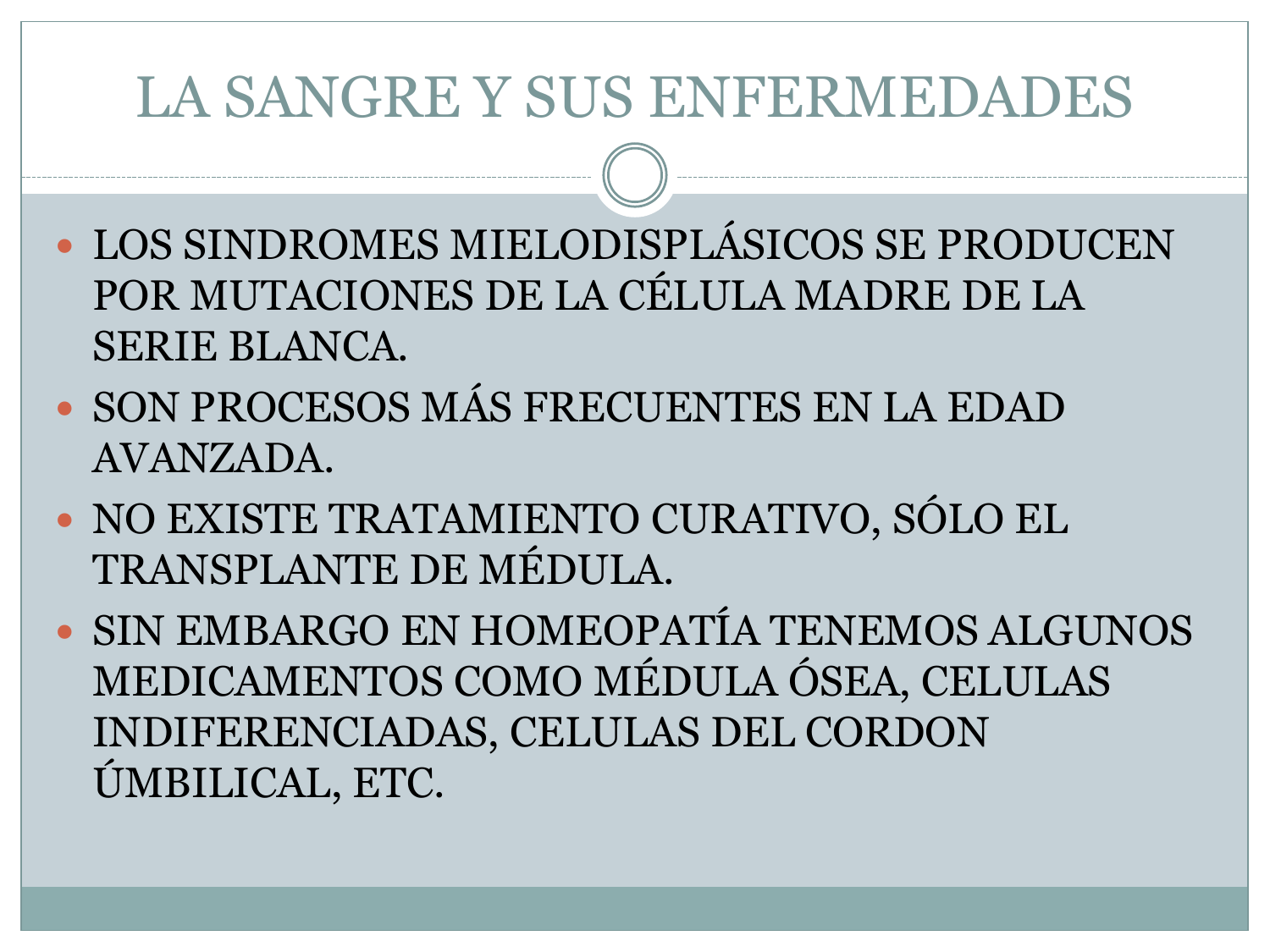# LA SANGRE Y SUS ENFERMEDADES

- LOS SINDROMES MIELODISPLÁSICOS SE PRODUCEN POR MUTACIONES DE LA CÉLULA MADRE DE LA SERIE BLANCA.
- SON PROCESOS MÁS FRECUENTES EN LA EDAD AVANZADA.
- NO EXISTE TRATAMIENTO CURATIVO, SÓLO EL TRANSPLANTE DE MÉDULA.
- SIN EMBARGO EN HOMEOPATÍA TENEMOS ALGUNOS MEDICAMENTOS COMO MÉDULA ÓSEA, CELULAS INDIFERENCIADAS, CELULAS DEL CORDON ÚMBILICAL, ETC.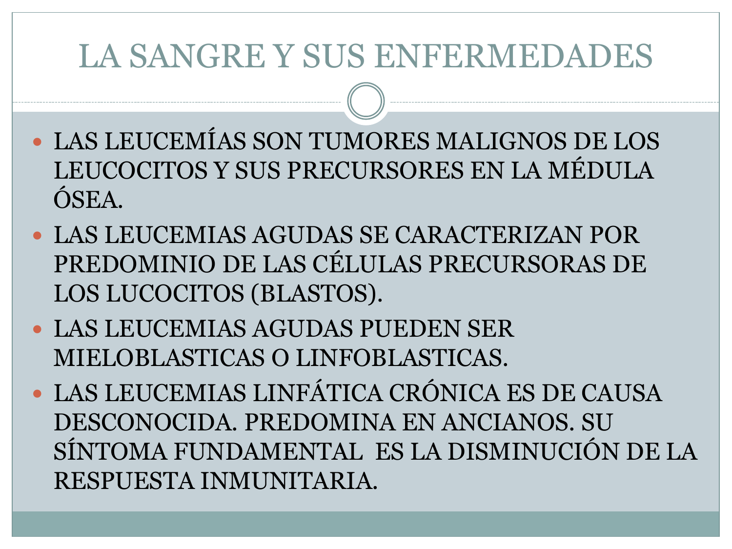# LA SANGRE Y SUS ENFERMEDADES

- LAS LEUCEMÍAS SON TUMORES MALIGNOS DE LOS LEUCOCITOS Y SUS PRECURSORES EN LA MÉDULA ÓSEA.
- LAS LEUCEMIAS AGUDAS SE CARACTERIZAN POR PREDOMINIO DE LAS CÉLULAS PRECURSORAS DE LOS LUCOCITOS (BLASTOS).
- LAS LEUCEMIAS AGUDAS PUEDEN SER MIELOBLASTICAS O LINFOBLASTICAS.
- LAS LEUCEMIAS LINFÁTICA CRÓNICA ES DE CAUSA DESCONOCIDA. PREDOMINA EN ANCIANOS. SU SÍNTOMA FUNDAMENTAL ES LA DISMINUCIÓN DE LA RESPUESTA INMUNITARIA.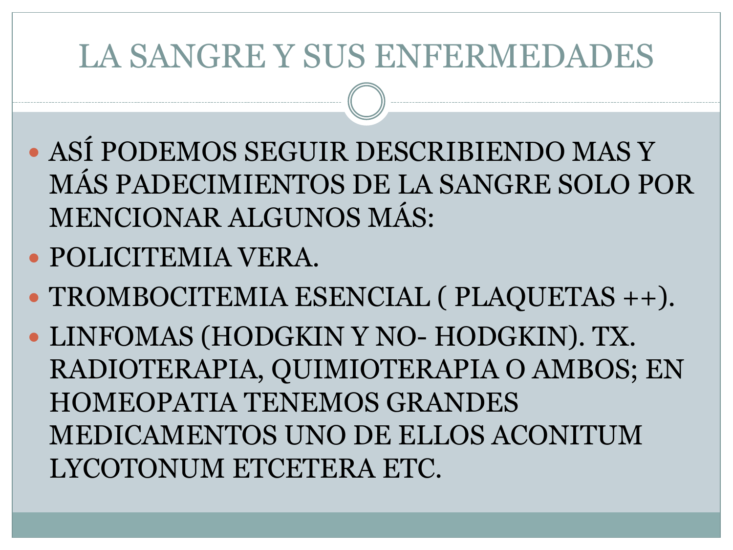# LA SANGRE Y SUS ENFERMEDADES

- ASÍ PODEMOS SEGUIR DESCRIBIENDO MAS Y MÁS PADECIMIENTOS DE LA SANGRE SOLO POR MENCIONAR ALGUNOS MÁS:
- POLICITEMIA VERA.
- TROMBOCITEMIA ESENCIAL ( PLAQUETAS ++).
- LINFOMAS (HODGKIN Y NO- HODGKIN). TX. RADIOTERAPIA, QUIMIOTERAPIA O AMBOS; EN HOMEOPATIA TENEMOS GRANDES MEDICAMENTOS UNO DE ELLOS ACONITUM LYCOTONUM ETCETERA ETC.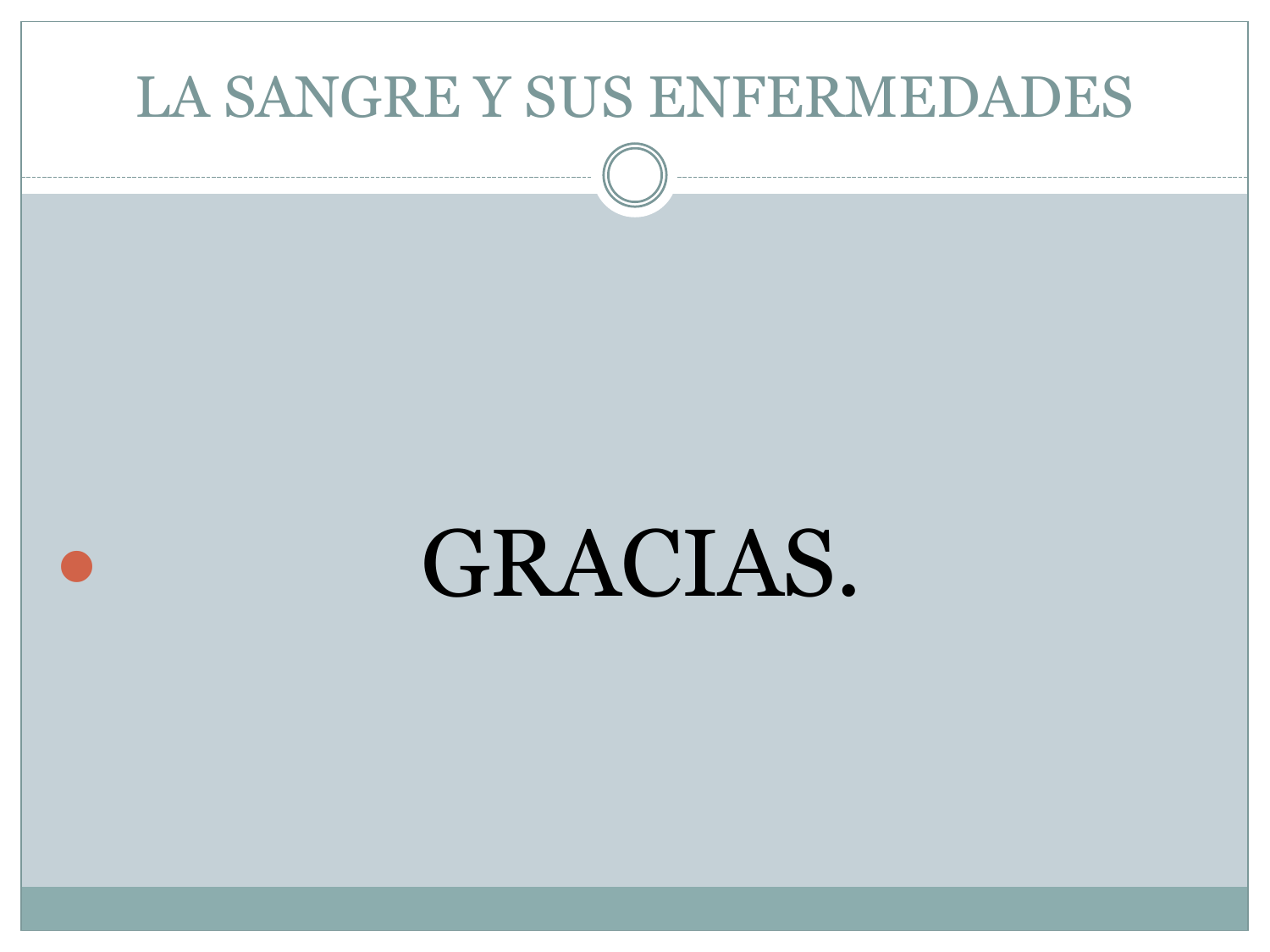# LA SANGRE Y SUS ENFERMEDADES

- GRACIAS.